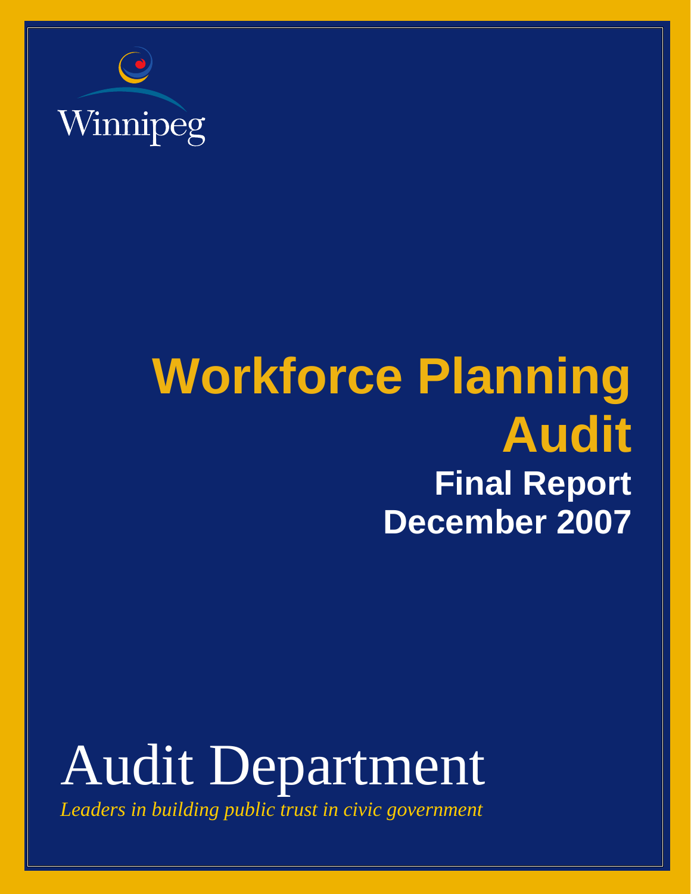Winnipeg

# Workforce Planning Audit

## Final Report

## December 2007

# Audit Department

*Leaders in building public trust in civic government*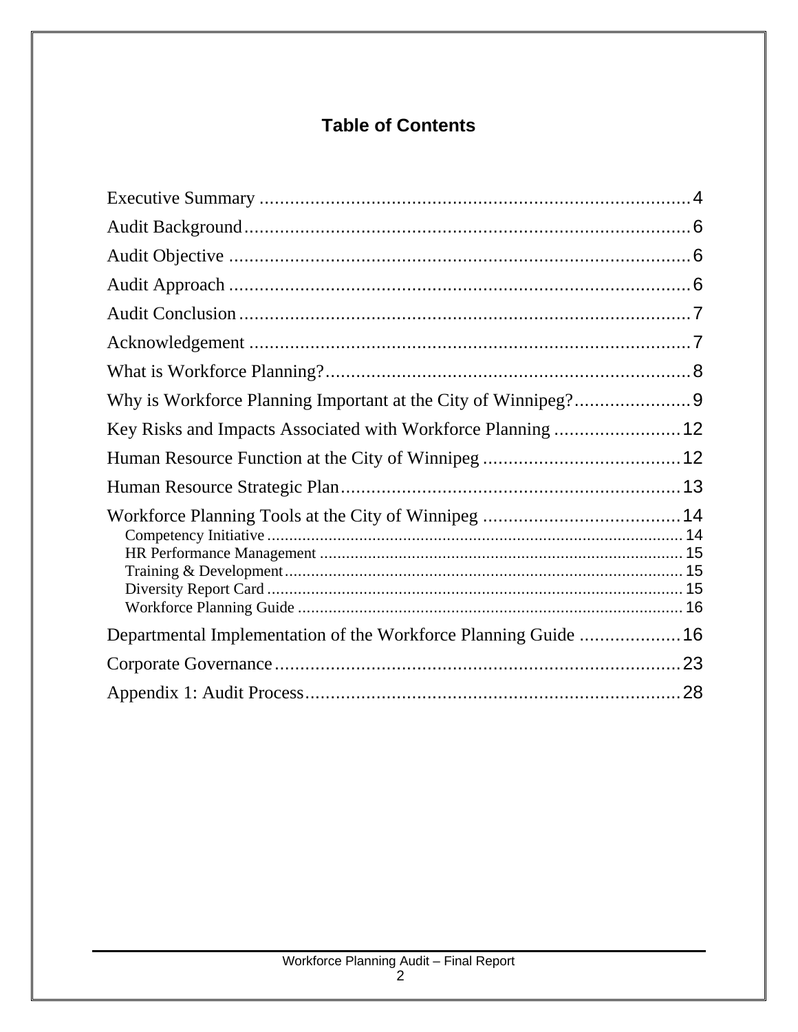# Table of Contents

Executive Summary ..................................................................................... 4

Audit Background......................................................................................... 6

Audit Objective ............................................................................................ 6

Audit Approach ............................................................................................ 6

Audit Conclusion.......................................................................................... 7

Acknowledgement ........................................................................................ 7

What is Workforce Planning?......................................................................... 8

Why is Workforce Planning Important at the City of Winnipeg?....................... 9

Key Risks and Impacts Associated with Workforce Planning ......................... 12

Human Resource Function at the City of Winnipeg ....................................... 12

Human Resource Strategic Plan.................................................................... 13

Workforce Planning Tools at the City of Winnipeg ........................................ 14

- Competency Initiative .............................................................................................. 14
- HR Performance Management .................................................................................. 15
- Training & Development........................................................................................... 15
- Diversity Report Card .............................................................................................. 15
- Workforce Planning Guide ....................................................................................... 16

Departmental Implementation of the Workforce Planning Guide .................... 16

Corporate Governance................................................................................ 23

Appendix 1: Audit Process........................................................................... 28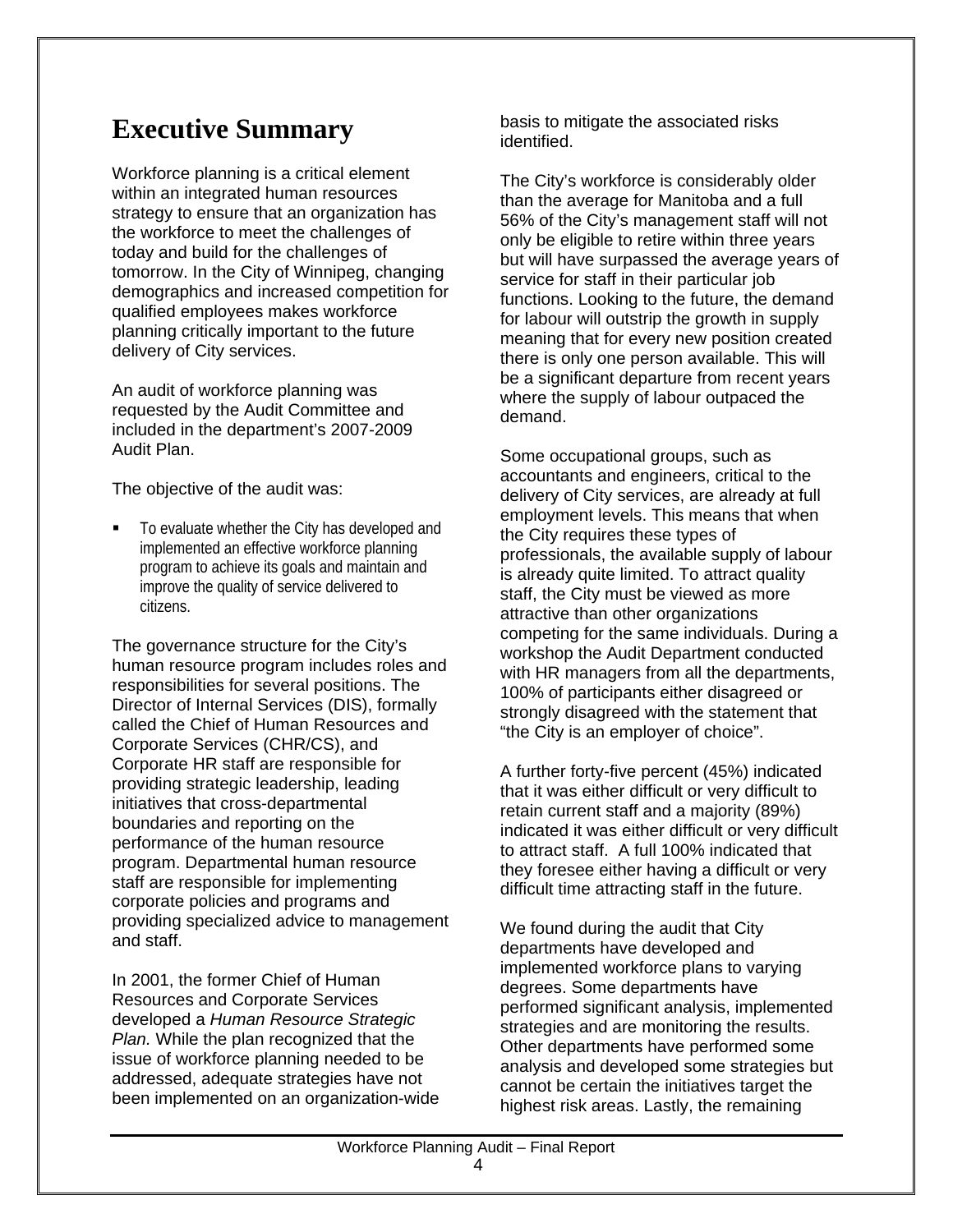# Executive Summary

Workforce planning is a critical element within an integrated human resources strategy to ensure that an organization has the workforce to meet the challenges of today and build for the challenges of tomorrow. In the City of Winnipeg, changing demographics and increased competition for qualified employees makes workforce planning critically important to the future delivery of City services.

An audit of workforce planning was requested by the Audit Committee and included in the department's 2007-2009 Audit Plan.

The objective of the audit was:

- To evaluate whether the City has developed and implemented an effective workforce planning program to achieve its goals and maintain and improve the quality of service delivered to citizens.

The governance structure for the City's human resource program includes roles and responsibilities for several positions. The Director of Internal Services (DIS), formally called the Chief of Human Resources and Corporate Services (CHR/CS), and Corporate HR staff are responsible for providing strategic leadership, leading initiatives that cross-departmental boundaries and reporting on the performance of the human resource program. Departmental human resource staff are responsible for implementing corporate policies and programs and providing specialized advice to management and staff.

In 2001, the former Chief of Human Resources and Corporate Services developed a *Human Resource Strategic Plan.* While the plan recognized that the issue of workforce planning needed to be addressed, adequate strategies have not been implemented on an organization-wide basis to mitigate the associated risks identified.

The City's workforce is considerably older than the average for Manitoba and a full 56% of the City's management staff will not only be eligible to retire within three years but will have surpassed the average years of service for staff in their particular job functions. Looking to the future, the demand for labour will outstrip the growth in supply meaning that for every new position created there is only one person available. This will be a significant departure from recent years where the supply of labour outpaced the demand.

Some occupational groups, such as accountants and engineers, critical to the delivery of City services, are already at full employment levels. This means that when the City requires these types of professionals, the available supply of labour is already quite limited. To attract quality staff, the City must be viewed as more attractive than other organizations competing for the same individuals. During a workshop the Audit Department conducted with HR managers from all the departments, 100% of participants either disagreed or strongly disagreed with the statement that "the City is an employer of choice".

A further forty-five percent (45%) indicated that it was either difficult or very difficult to retain current staff and a majority (89%) indicated it was either difficult or very difficult to attract staff. A full 100% indicated that they foresee either having a difficult or very difficult time attracting staff in the future.

We found during the audit that City departments have developed and implemented workforce plans to varying degrees. Some departments have performed significant analysis, implemented strategies and are monitoring the results. Other departments have performed some analysis and developed some strategies but cannot be certain the initiatives target the highest risk areas. Lastly, the remaining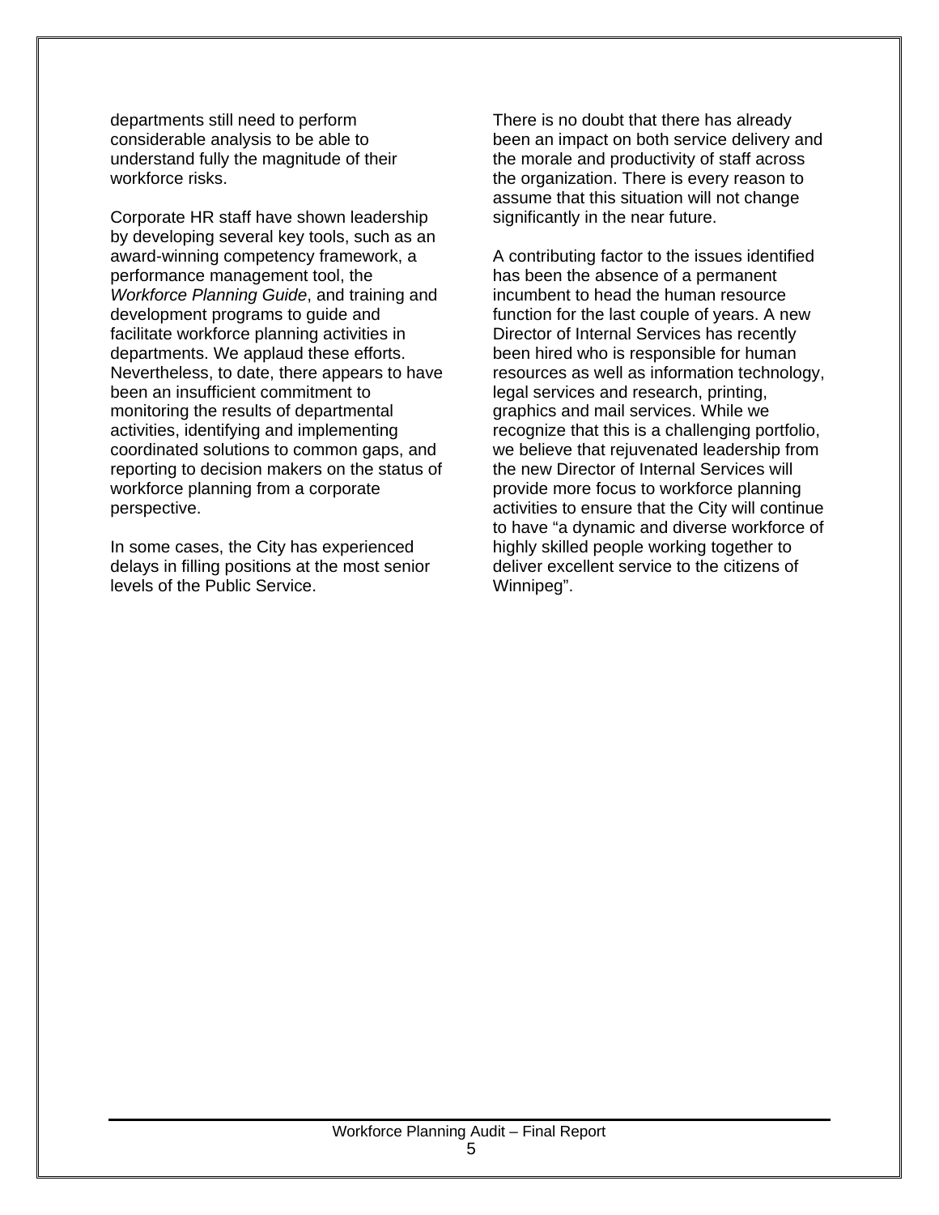departments still need to perform considerable analysis to be able to understand fully the magnitude of their workforce risks.

Corporate HR staff have shown leadership by developing several key tools, such as an award-winning competency framework, a performance management tool, the *Workforce Planning Guide*, and training and development programs to guide and facilitate workforce planning activities in departments. We applaud these efforts. Nevertheless, to date, there appears to have been an insufficient commitment to monitoring the results of departmental activities, identifying and implementing coordinated solutions to common gaps, and reporting to decision makers on the status of workforce planning from a corporate perspective.

In some cases, the City has experienced delays in filling positions at the most senior levels of the Public Service.

There is no doubt that there has already been an impact on both service delivery and the morale and productivity of staff across the organization. There is every reason to assume that this situation will not change significantly in the near future.

A contributing factor to the issues identified has been the absence of a permanent incumbent to head the human resource function for the last couple of years. A new Director of Internal Services has recently been hired who is responsible for human resources as well as information technology, legal services and research, printing, graphics and mail services. While we recognize that this is a challenging portfolio, we believe that rejuvenated leadership from the new Director of Internal Services will provide more focus to workforce planning activities to ensure that the City will continue to have "a dynamic and diverse workforce of highly skilled people working together to deliver excellent service to the citizens of Winnipeg".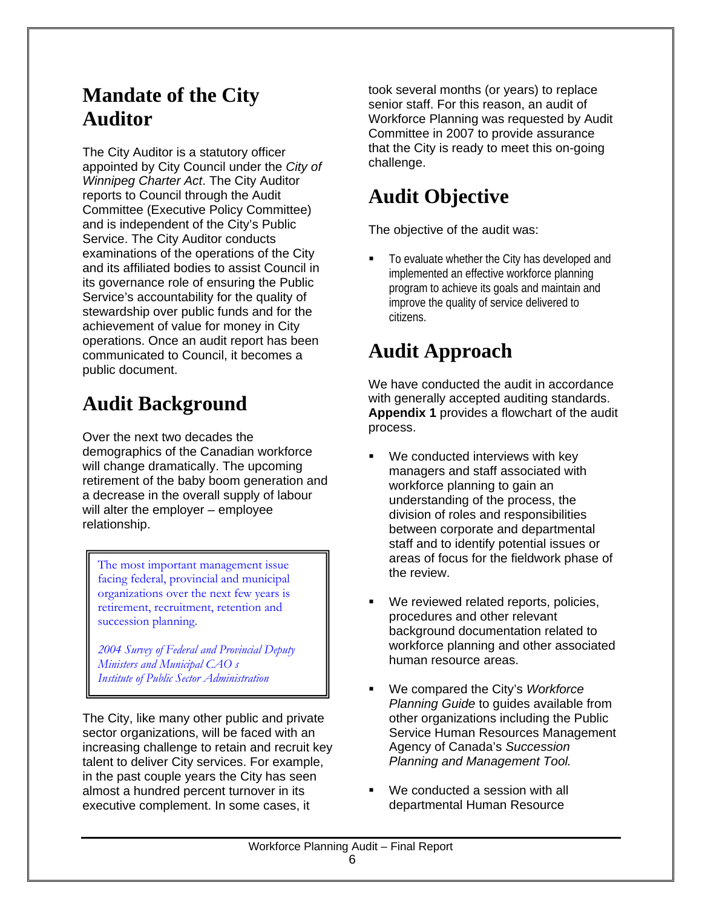## Mandate of the City Auditor

The City Auditor is a statutory officer appointed by City Council under the *City of Winnipeg Charter Act*. The City Auditor reports to Council through the Audit Committee (Executive Policy Committee) and is independent of the City's Public Service. The City Auditor conducts examinations of the operations of the City and its affiliated bodies to assist Council in its governance role of ensuring the Public Service's accountability for the quality of stewardship over public funds and for the achievement of value for money in City operations. Once an audit report has been communicated to Council, it becomes a public document.

## Audit Background

Over the next two decades the demographics of the Canadian workforce will change dramatically. The upcoming retirement of the baby boom generation and a decrease in the overall supply of labour will alter the employer – employee relationship.

> The most important management issue facing federal, provincial and municipal organizations over the next few years is retirement, recruitment, retention and succession planning.
>
> *2004 Survey of Federal and Provincial Deputy Ministers and Municipal CAO s*
> *Institute of Public Sector Administration*

The City, like many other public and private sector organizations, will be faced with an increasing challenge to retain and recruit key talent to deliver City services. For example, in the past couple years the City has seen almost a hundred percent turnover in its executive complement. In some cases, it took several months (or years) to replace senior staff. For this reason, an audit of Workforce Planning was requested by Audit Committee in 2007 to provide assurance that the City is ready to meet this on-going challenge.

## Audit Objective

The objective of the audit was:

- To evaluate whether the City has developed and implemented an effective workforce planning program to achieve its goals and maintain and improve the quality of service delivered to citizens.

## Audit Approach

We have conducted the audit in accordance with generally accepted auditing standards. **Appendix 1** provides a flowchart of the audit process.

- We conducted interviews with key managers and staff associated with workforce planning to gain an understanding of the process, the division of roles and responsibilities between corporate and departmental staff and to identify potential issues or areas of focus for the fieldwork phase of the review.
- We reviewed related reports, policies, procedures and other relevant background documentation related to workforce planning and other associated human resource areas.
- We compared the City's *Workforce Planning Guide* to guides available from other organizations including the Public Service Human Resources Management Agency of Canada's *Succession Planning and Management Tool.*
- We conducted a session with all departmental Human Resource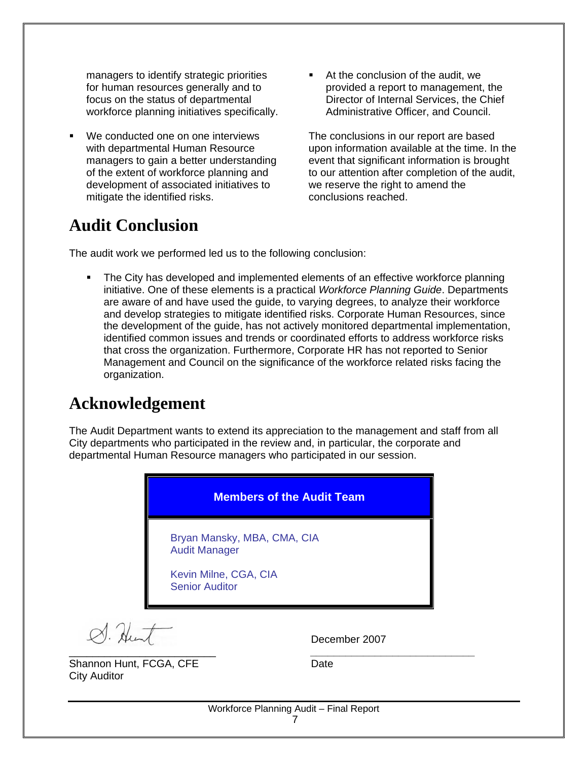managers to identify strategic priorities for human resources generally and to focus on the status of departmental workforce planning initiatives specifically.

- We conducted one on one interviews with departmental Human Resource managers to gain a better understanding of the extent of workforce planning and development of associated initiatives to mitigate the identified risks.
- At the conclusion of the audit, we provided a report to management, the Director of Internal Services, the Chief Administrative Officer, and Council.

The conclusions in our report are based upon information available at the time. In the event that significant information is brought to our attention after completion of the audit, we reserve the right to amend the conclusions reached.

# Audit Conclusion

The audit work we performed led us to the following conclusion:

- The City has developed and implemented elements of an effective workforce planning initiative. One of these elements is a practical *Workforce Planning Guide*. Departments are aware of and have used the guide, to varying degrees, to analyze their workforce and develop strategies to mitigate identified risks. Corporate Human Resources, since the development of the guide, has not actively monitored departmental implementation, identified common issues and trends or coordinated efforts to address workforce risks that cross the organization. Furthermore, Corporate HR has not reported to Senior Management and Council on the significance of the workforce related risks facing the organization.

# Acknowledgement

The Audit Department wants to extend its appreciation to the management and staff from all City departments who participated in the review and, in particular, the corporate and departmental Human Resource managers who participated in our session.

| Members of the Audit Team |
|---|
| Bryan Mansky, MBA, CMA, CIA<br>Audit Manager<br><br>Kevin Milne, CGA, CIA<br>Senior Auditor |

S. Hunt
_______________________
Shannon Hunt, FCGA, CFE
City Auditor

December 2007
_______________________
Date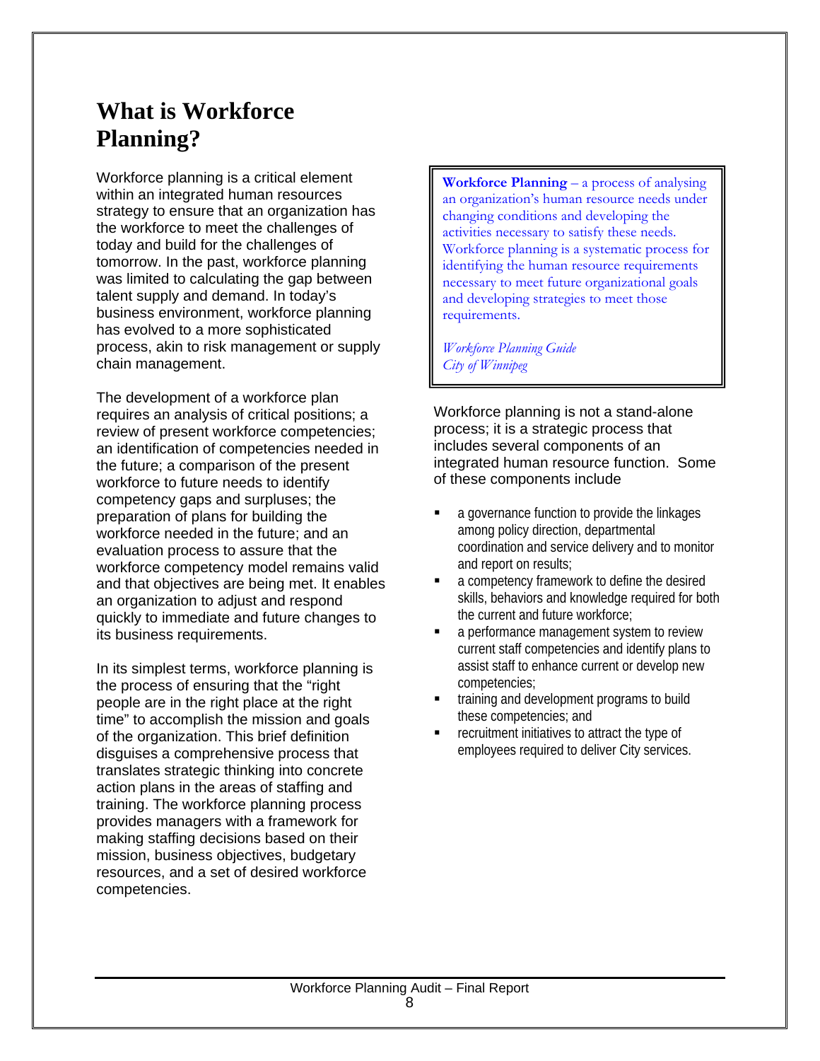# What is Workforce Planning?

Workforce planning is a critical element within an integrated human resources strategy to ensure that an organization has the workforce to meet the challenges of today and build for the challenges of tomorrow. In the past, workforce planning was limited to calculating the gap between talent supply and demand. In today's business environment, workforce planning has evolved to a more sophisticated process, akin to risk management or supply chain management.

The development of a workforce plan requires an analysis of critical positions; a review of present workforce competencies; an identification of competencies needed in the future; a comparison of the present workforce to future needs to identify competency gaps and surpluses; the preparation of plans for building the workforce needed in the future; and an evaluation process to assure that the workforce competency model remains valid and that objectives are being met. It enables an organization to adjust and respond quickly to immediate and future changes to its business requirements.

In its simplest terms, workforce planning is the process of ensuring that the "right people are in the right place at the right time" to accomplish the mission and goals of the organization. This brief definition disguises a comprehensive process that translates strategic thinking into concrete action plans in the areas of staffing and training. The workforce planning process provides managers with a framework for making staffing decisions based on their mission, business objectives, budgetary resources, and a set of desired workforce competencies.

> **Workforce Planning** – a process of analysing an organization's human resource needs under changing conditions and developing the activities necessary to satisfy these needs. Workforce planning is a systematic process for identifying the human resource requirements necessary to meet future organizational goals and developing strategies to meet those requirements.
>
> *Workforce Planning Guide*
> *City of Winnipeg*

Workforce planning is not a stand-alone process; it is a strategic process that includes several components of an integrated human resource function. Some of these components include

- a governance function to provide the linkages among policy direction, departmental coordination and service delivery and to monitor and report on results;
- a competency framework to define the desired skills, behaviors and knowledge required for both the current and future workforce;
- a performance management system to review current staff competencies and identify plans to assist staff to enhance current or develop new competencies;
- training and development programs to build these competencies; and
- recruitment initiatives to attract the type of employees required to deliver City services.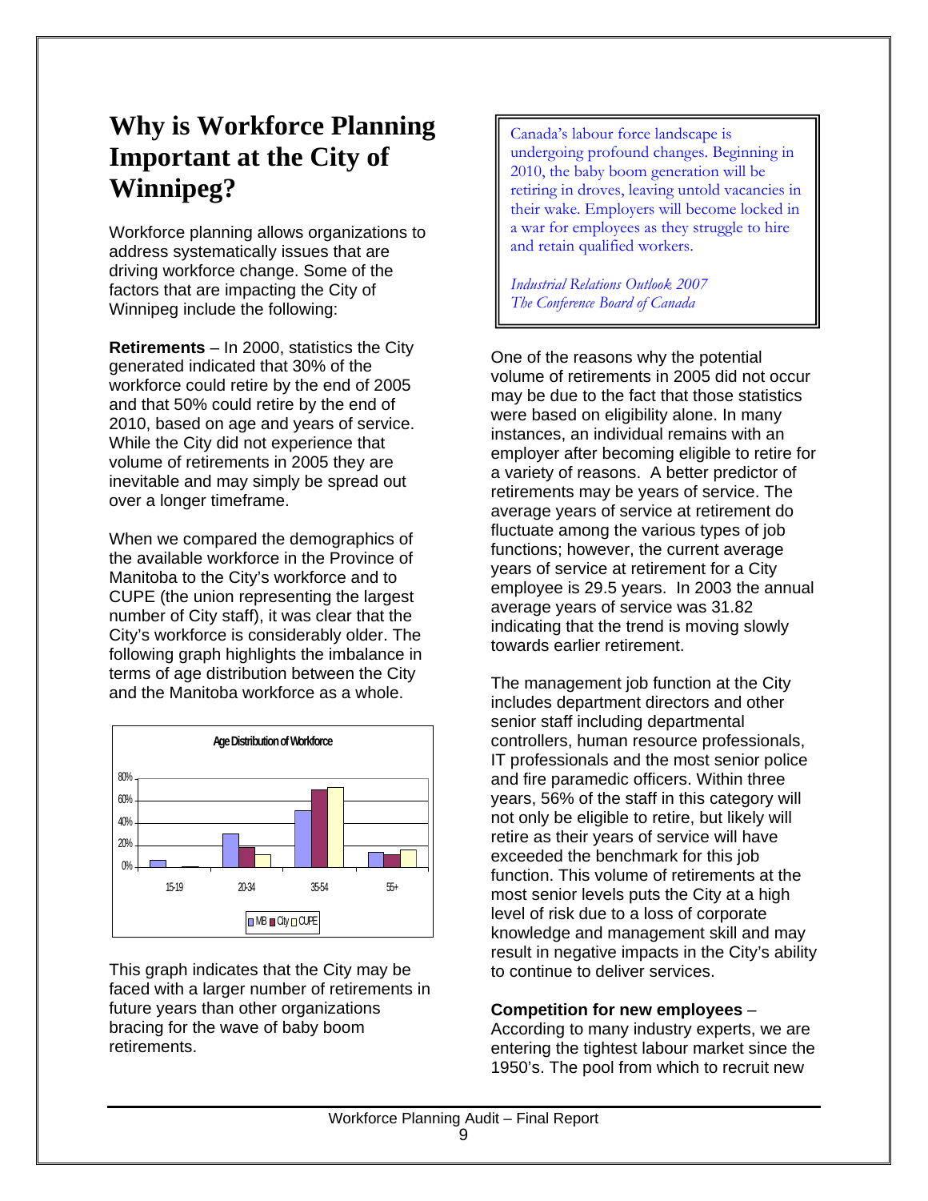# Why is Workforce Planning Important at the City of Winnipeg?

Workforce planning allows organizations to address systematically issues that are driving workforce change. Some of the factors that are impacting the City of Winnipeg include the following:

**Retirements** – In 2000, statistics the City generated indicated that 30% of the workforce could retire by the end of 2005 and that 50% could retire by the end of 2010, based on age and years of service. While the City did not experience that volume of retirements in 2005 they are inevitable and may simply be spread out over a longer timeframe.

When we compared the demographics of the available workforce in the Province of Manitoba to the City's workforce and to CUPE (the union representing the largest number of City staff), it was clear that the City's workforce is considerably older. The following graph highlights the imbalance in terms of age distribution between the City and the Manitoba workforce as a whole.

**Age Distribution of Workforce**

| Age | MB | City | CUPE |
|---|---|---|---|
| 15-19 | ~6% | ~1% | ~0% |
| 20-34 | ~30% | ~18% | ~12% |
| 35-54 | ~51% | ~69% | ~72% |
| 55+ | ~14% | ~12% | ~16% |

This graph indicates that the City may be faced with a larger number of retirements in future years than other organizations bracing for the wave of baby boom retirements.

> *Canada's labour force landscape is undergoing profound changes. Beginning in 2010, the baby boom generation will be retiring in droves, leaving untold vacancies in their wake. Employers will become locked in a war for employees as they struggle to hire and retain qualified workers.*
>
> *Industrial Relations Outlook 2007*
> *The Conference Board of Canada*

One of the reasons why the potential volume of retirements in 2005 did not occur may be due to the fact that those statistics were based on eligibility alone. In many instances, an individual remains with an employer after becoming eligible to retire for a variety of reasons. A better predictor of retirements may be years of service. The average years of service at retirement do fluctuate among the various types of job functions; however, the current average years of service at retirement for a City employee is 29.5 years. In 2003 the annual average years of service was 31.82 indicating that the trend is moving slowly towards earlier retirement.

The management job function at the City includes department directors and other senior staff including departmental controllers, human resource professionals, IT professionals and the most senior police and fire paramedic officers. Within three years, 56% of the staff in this category will not only be eligible to retire, but likely will retire as their years of service will have exceeded the benchmark for this job function. This volume of retirements at the most senior levels puts the City at a high level of risk due to a loss of corporate knowledge and management skill and may result in negative impacts in the City's ability to continue to deliver services.

**Competition for new employees** – According to many industry experts, we are entering the tightest labour market since the 1950's. The pool from which to recruit new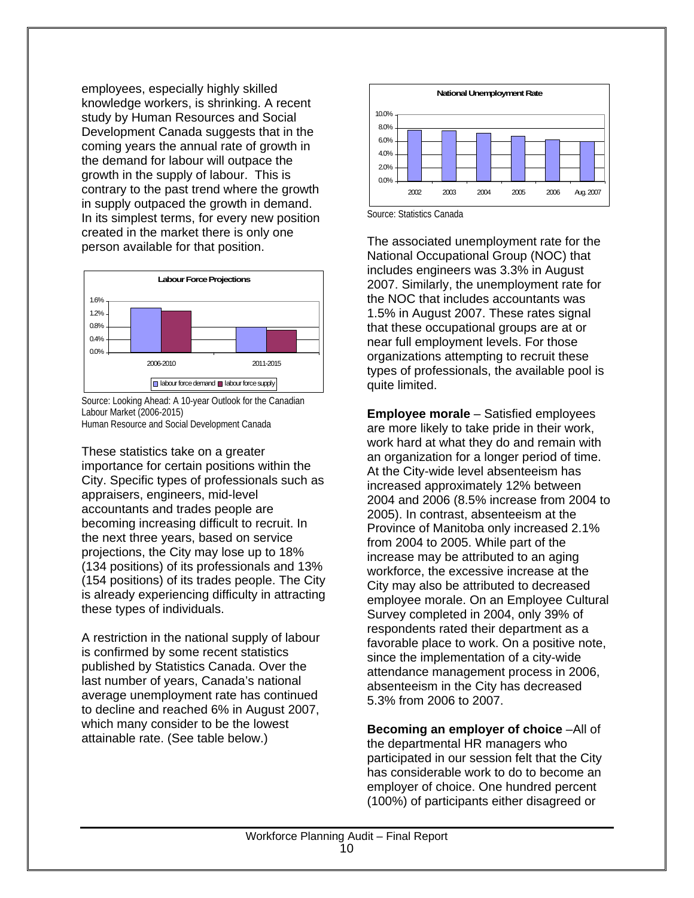employees, especially highly skilled knowledge workers, is shrinking. A recent study by Human Resources and Social Development Canada suggests that in the coming years the annual rate of growth in the demand for labour will outpace the growth in the supply of labour. This is contrary to the past trend where the growth in supply outpaced the growth in demand. In its simplest terms, for every new position created in the market there is only one person available for that position.

Source: Looking Ahead: A 10-year Outlook for the Canadian Labour Market (2006-2015)
Human Resource and Social Development Canada

These statistics take on a greater importance for certain positions within the City. Specific types of professionals such as appraisers, engineers, mid-level accountants and trades people are becoming increasing difficult to recruit. In the next three years, based on service projections, the City may lose up to 18% (134 positions) of its professionals and 13% (154 positions) of its trades people. The City is already experiencing difficulty in attracting these types of individuals.

A restriction in the national supply of labour is confirmed by some recent statistics published by Statistics Canada. Over the last number of years, Canada's national average unemployment rate has continued to decline and reached 6% in August 2007, which many consider to be the lowest attainable rate. (See table below.)

Source: Statistics Canada

The associated unemployment rate for the National Occupational Group (NOC) that includes engineers was 3.3% in August 2007. Similarly, the unemployment rate for the NOC that includes accountants was 1.5% in August 2007. These rates signal that these occupational groups are at or near full employment levels. For those organizations attempting to recruit these types of professionals, the available pool is quite limited.

**Employee morale** – Satisfied employees are more likely to take pride in their work, work hard at what they do and remain with an organization for a longer period of time. At the City-wide level absenteeism has increased approximately 12% between 2004 and 2006 (8.5% increase from 2004 to 2005). In contrast, absenteeism at the Province of Manitoba only increased 2.1% from 2004 to 2005. While part of the increase may be attributed to an aging workforce, the excessive increase at the City may also be attributed to decreased employee morale. On an Employee Cultural Survey completed in 2004, only 39% of respondents rated their department as a favorable place to work. On a positive note, since the implementation of a city-wide attendance management process in 2006, absenteeism in the City has decreased 5.3% from 2006 to 2007.

**Becoming an employer of choice** –All of the departmental HR managers who participated in our session felt that the City has considerable work to do to become an employer of choice. One hundred percent (100%) of participants either disagreed or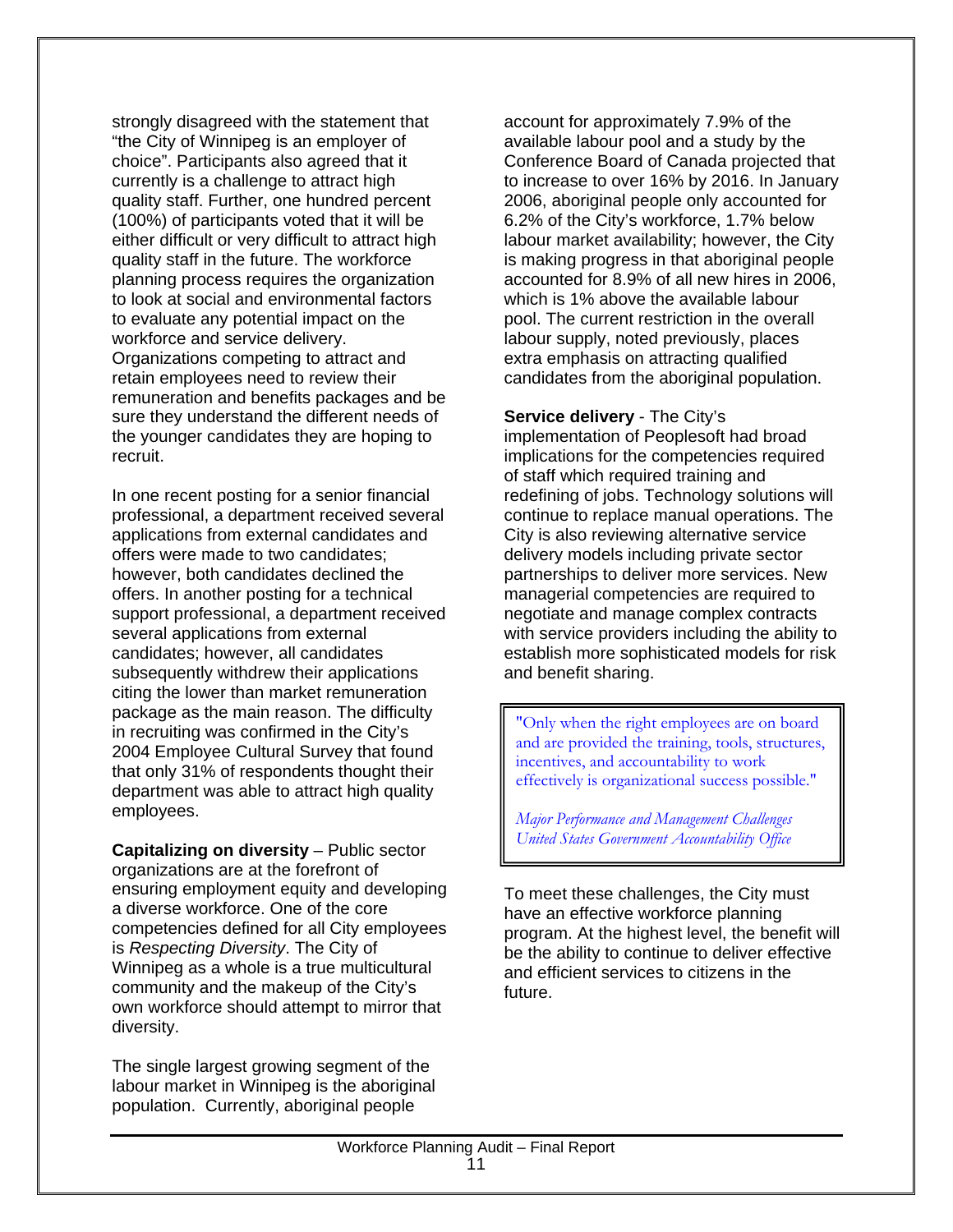strongly disagreed with the statement that "the City of Winnipeg is an employer of choice". Participants also agreed that it currently is a challenge to attract high quality staff. Further, one hundred percent (100%) of participants voted that it will be either difficult or very difficult to attract high quality staff in the future. The workforce planning process requires the organization to look at social and environmental factors to evaluate any potential impact on the workforce and service delivery. Organizations competing to attract and retain employees need to review their remuneration and benefits packages and be sure they understand the different needs of the younger candidates they are hoping to recruit.

In one recent posting for a senior financial professional, a department received several applications from external candidates and offers were made to two candidates; however, both candidates declined the offers. In another posting for a technical support professional, a department received several applications from external candidates; however, all candidates subsequently withdrew their applications citing the lower than market remuneration package as the main reason. The difficulty in recruiting was confirmed in the City's 2004 Employee Cultural Survey that found that only 31% of respondents thought their department was able to attract high quality employees.

**Capitalizing on diversity** – Public sector organizations are at the forefront of ensuring employment equity and developing a diverse workforce. One of the core competencies defined for all City employees is *Respecting Diversity*. The City of Winnipeg as a whole is a true multicultural community and the makeup of the City's own workforce should attempt to mirror that diversity.

The single largest growing segment of the labour market in Winnipeg is the aboriginal population. Currently, aboriginal people account for approximately 7.9% of the available labour pool and a study by the Conference Board of Canada projected that to increase to over 16% by 2016. In January 2006, aboriginal people only accounted for 6.2% of the City's workforce, 1.7% below labour market availability; however, the City is making progress in that aboriginal people accounted for 8.9% of all new hires in 2006, which is 1% above the available labour pool. The current restriction in the overall labour supply, noted previously, places extra emphasis on attracting qualified candidates from the aboriginal population.

**Service delivery** - The City's implementation of Peoplesoft had broad implications for the competencies required of staff which required training and redefining of jobs. Technology solutions will continue to replace manual operations. The City is also reviewing alternative service delivery models including private sector partnerships to deliver more services. New managerial competencies are required to negotiate and manage complex contracts with service providers including the ability to establish more sophisticated models for risk and benefit sharing.

> "Only when the right employees are on board and are provided the training, tools, structures, incentives, and accountability to work effectively is organizational success possible."
>
> *Major Performance and Management Challenges*
> *United States Government Accountability Office*

To meet these challenges, the City must have an effective workforce planning program. At the highest level, the benefit will be the ability to continue to deliver effective and efficient services to citizens in the future.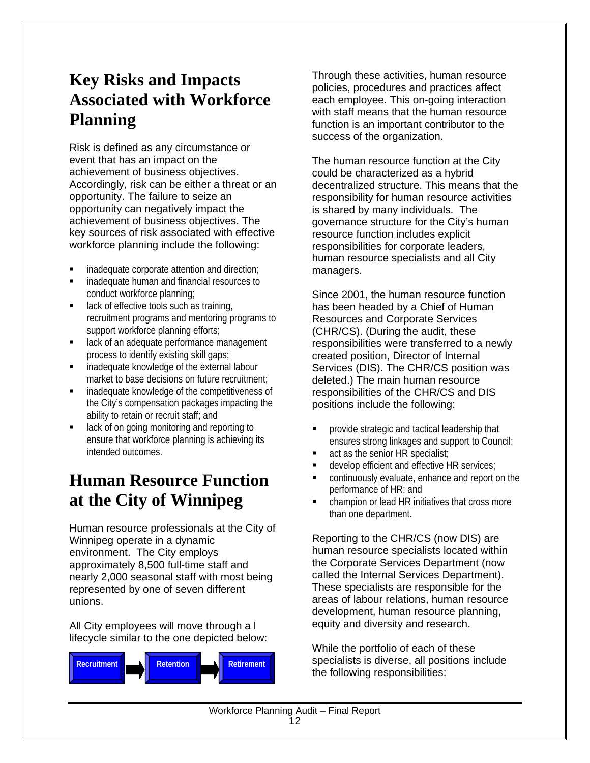## Key Risks and Impacts Associated with Workforce Planning

Risk is defined as any circumstance or event that has an impact on the achievement of business objectives. Accordingly, risk can be either a threat or an opportunity. The failure to seize an opportunity can negatively impact the achievement of business objectives. The key sources of risk associated with effective workforce planning include the following:

- inadequate corporate attention and direction;
- inadequate human and financial resources to conduct workforce planning;
- lack of effective tools such as training, recruitment programs and mentoring programs to support workforce planning efforts;
- lack of an adequate performance management process to identify existing skill gaps;
- inadequate knowledge of the external labour market to base decisions on future recruitment;
- inadequate knowledge of the competitiveness of the City's compensation packages impacting the ability to retain or recruit staff; and
- lack of on going monitoring and reporting to ensure that workforce planning is achieving its intended outcomes.

## Human Resource Function at the City of Winnipeg

Human resource professionals at the City of Winnipeg operate in a dynamic environment. The City employs approximately 8,500 full-time staff and nearly 2,000 seasonal staff with most being represented by one of seven different unions.

All City employees will move through a l lifecycle similar to the one depicted below:

Recruitment → Retention → Retirement

Through these activities, human resource policies, procedures and practices affect each employee. This on-going interaction with staff means that the human resource function is an important contributor to the success of the organization.

The human resource function at the City could be characterized as a hybrid decentralized structure. This means that the responsibility for human resource activities is shared by many individuals. The governance structure for the City's human resource function includes explicit responsibilities for corporate leaders, human resource specialists and all City managers.

Since 2001, the human resource function has been headed by a Chief of Human Resources and Corporate Services (CHR/CS). (During the audit, these responsibilities were transferred to a newly created position, Director of Internal Services (DIS). The CHR/CS position was deleted.) The main human resource responsibilities of the CHR/CS and DIS positions include the following:

- provide strategic and tactical leadership that ensures strong linkages and support to Council;
- act as the senior HR specialist;
- develop efficient and effective HR services;
- continuously evaluate, enhance and report on the performance of HR; and
- champion or lead HR initiatives that cross more than one department.

Reporting to the CHR/CS (now DIS) are human resource specialists located within the Corporate Services Department (now called the Internal Services Department). These specialists are responsible for the areas of labour relations, human resource development, human resource planning, equity and diversity and research.

While the portfolio of each of these specialists is diverse, all positions include the following responsibilities: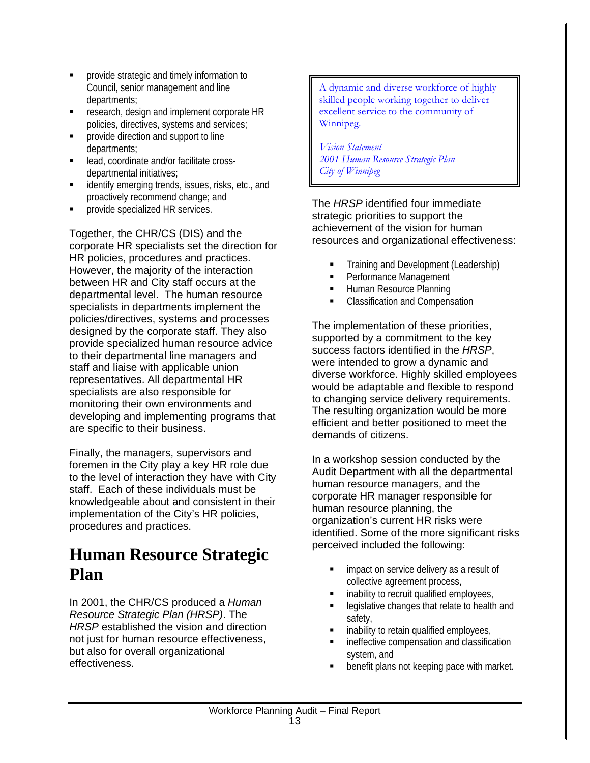- provide strategic and timely information to Council, senior management and line departments;
- research, design and implement corporate HR policies, directives, systems and services;
- provide direction and support to line departments;
- lead, coordinate and/or facilitate cross-departmental initiatives;
- identify emerging trends, issues, risks, etc., and proactively recommend change; and
- provide specialized HR services.

Together, the CHR/CS (DIS) and the corporate HR specialists set the direction for HR policies, procedures and practices. However, the majority of the interaction between HR and City staff occurs at the departmental level. The human resource specialists in departments implement the policies/directives, systems and processes designed by the corporate staff. They also provide specialized human resource advice to their departmental line managers and staff and liaise with applicable union representatives. All departmental HR specialists are also responsible for monitoring their own environments and developing and implementing programs that are specific to their business.

Finally, the managers, supervisors and foremen in the City play a key HR role due to the level of interaction they have with City staff. Each of these individuals must be knowledgeable about and consistent in their implementation of the City's HR policies, procedures and practices.

# Human Resource Strategic Plan

In 2001, the CHR/CS produced a *Human Resource Strategic Plan (HRSP)*. The *HRSP* established the vision and direction not just for human resource effectiveness, but also for overall organizational effectiveness.

> A dynamic and diverse workforce of highly skilled people working together to deliver excellent service to the community of Winnipeg.
>
> *Vision Statement*
> *2001 Human Resource Strategic Plan*
> *City of Winnipeg*

The *HRSP* identified four immediate strategic priorities to support the achievement of the vision for human resources and organizational effectiveness:

- Training and Development (Leadership)
- Performance Management
- Human Resource Planning
- Classification and Compensation

The implementation of these priorities, supported by a commitment to the key success factors identified in the *HRSP*, were intended to grow a dynamic and diverse workforce. Highly skilled employees would be adaptable and flexible to respond to changing service delivery requirements. The resulting organization would be more efficient and better positioned to meet the demands of citizens.

In a workshop session conducted by the Audit Department with all the departmental human resource managers, and the corporate HR manager responsible for human resource planning, the organization's current HR risks were identified. Some of the more significant risks perceived included the following:

- impact on service delivery as a result of collective agreement process,
- inability to recruit qualified employees,
- legislative changes that relate to health and safety,
- inability to retain qualified employees,
- ineffective compensation and classification system, and
- benefit plans not keeping pace with market.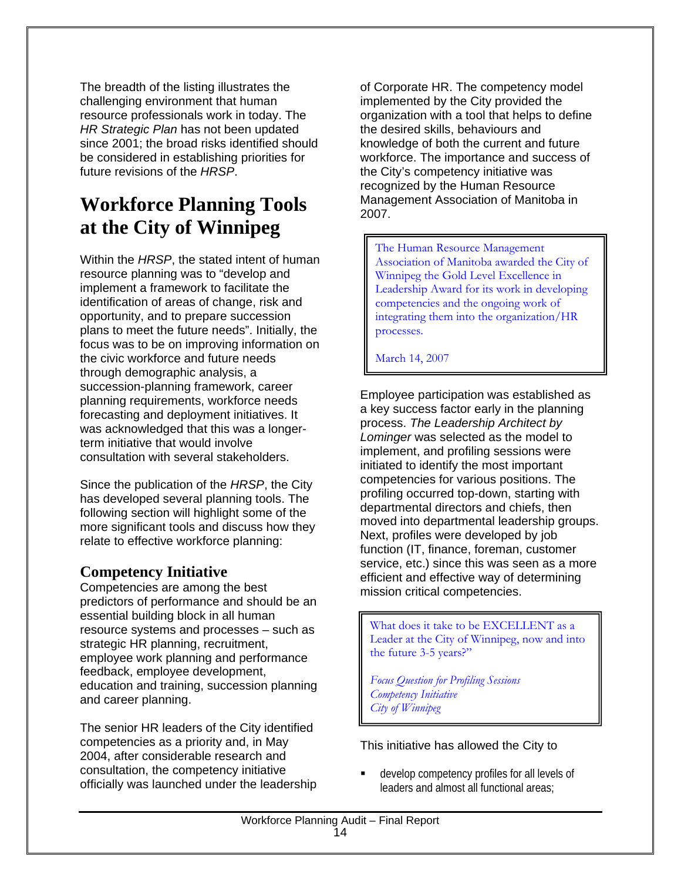The breadth of the listing illustrates the challenging environment that human resource professionals work in today. The *HR Strategic Plan* has not been updated since 2001; the broad risks identified should be considered in establishing priorities for future revisions of the *HRSP*.

# Workforce Planning Tools at the City of Winnipeg

Within the *HRSP*, the stated intent of human resource planning was to "develop and implement a framework to facilitate the identification of areas of change, risk and opportunity, and to prepare succession plans to meet the future needs". Initially, the focus was to be on improving information on the civic workforce and future needs through demographic analysis, a succession-planning framework, career planning requirements, workforce needs forecasting and deployment initiatives. It was acknowledged that this was a longer-term initiative that would involve consultation with several stakeholders.

Since the publication of the *HRSP*, the City has developed several planning tools. The following section will highlight some of the more significant tools and discuss how they relate to effective workforce planning:

## Competency Initiative

Competencies are among the best predictors of performance and should be an essential building block in all human resource systems and processes – such as strategic HR planning, recruitment, employee work planning and performance feedback, employee development, education and training, succession planning and career planning.

The senior HR leaders of the City identified competencies as a priority and, in May 2004, after considerable research and consultation, the competency initiative officially was launched under the leadership of Corporate HR. The competency model implemented by the City provided the organization with a tool that helps to define the desired skills, behaviours and knowledge of both the current and future workforce. The importance and success of the City's competency initiative was recognized by the Human Resource Management Association of Manitoba in 2007.

> The Human Resource Management Association of Manitoba awarded the City of Winnipeg the Gold Level Excellence in Leadership Award for its work in developing competencies and the ongoing work of integrating them into the organization/HR processes.
>
> March 14, 2007

Employee participation was established as a key success factor early in the planning process. *The Leadership Architect by Lominger* was selected as the model to implement, and profiling sessions were initiated to identify the most important competencies for various positions. The profiling occurred top-down, starting with departmental directors and chiefs, then moved into departmental leadership groups. Next, profiles were developed by job function (IT, finance, foreman, customer service, etc.) since this was seen as a more efficient and effective way of determining mission critical competencies.

> What does it take to be EXCELLENT as a Leader at the City of Winnipeg, now and into the future 3-5 years?"
>
> *Focus Question for Profiling Sessions*
> *Competency Initiative*
> *City of Winnipeg*

This initiative has allowed the City to

- develop competency profiles for all levels of leaders and almost all functional areas;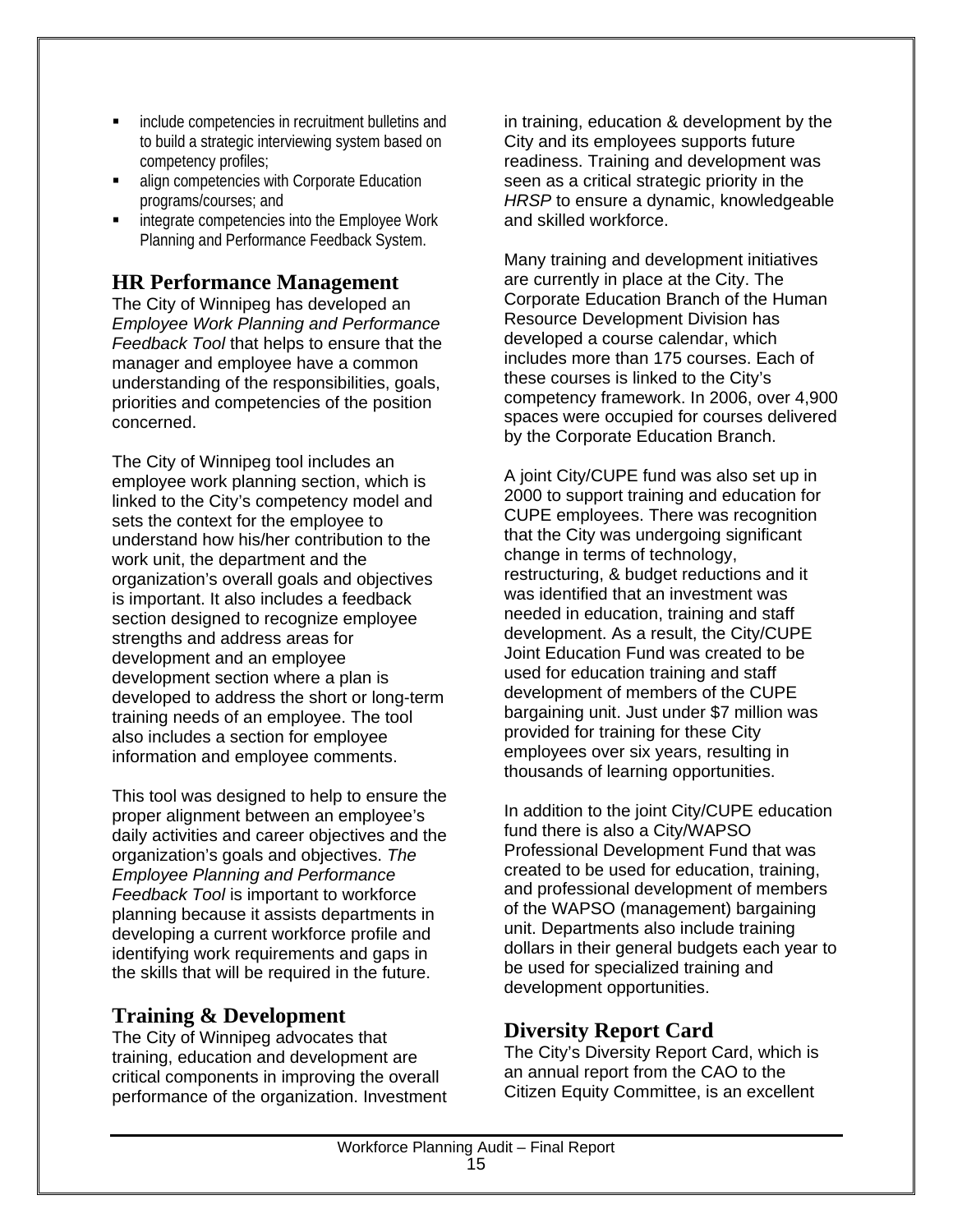- include competencies in recruitment bulletins and to build a strategic interviewing system based on competency profiles;
- align competencies with Corporate Education programs/courses; and
- integrate competencies into the Employee Work Planning and Performance Feedback System.

## HR Performance Management

The City of Winnipeg has developed an *Employee Work Planning and Performance Feedback Tool* that helps to ensure that the manager and employee have a common understanding of the responsibilities, goals, priorities and competencies of the position concerned.

The City of Winnipeg tool includes an employee work planning section, which is linked to the City's competency model and sets the context for the employee to understand how his/her contribution to the work unit, the department and the organization's overall goals and objectives is important. It also includes a feedback section designed to recognize employee strengths and address areas for development and an employee development section where a plan is developed to address the short or long-term training needs of an employee. The tool also includes a section for employee information and employee comments.

This tool was designed to help to ensure the proper alignment between an employee's daily activities and career objectives and the organization's goals and objectives. *The Employee Planning and Performance Feedback Tool* is important to workforce planning because it assists departments in developing a current workforce profile and identifying work requirements and gaps in the skills that will be required in the future.

## Training & Development

The City of Winnipeg advocates that training, education and development are critical components in improving the overall performance of the organization. Investment in training, education & development by the City and its employees supports future readiness. Training and development was seen as a critical strategic priority in the *HRSP* to ensure a dynamic, knowledgeable and skilled workforce.

Many training and development initiatives are currently in place at the City. The Corporate Education Branch of the Human Resource Development Division has developed a course calendar, which includes more than 175 courses. Each of these courses is linked to the City's competency framework. In 2006, over 4,900 spaces were occupied for courses delivered by the Corporate Education Branch.

A joint City/CUPE fund was also set up in 2000 to support training and education for CUPE employees. There was recognition that the City was undergoing significant change in terms of technology, restructuring, & budget reductions and it was identified that an investment was needed in education, training and staff development. As a result, the City/CUPE Joint Education Fund was created to be used for education training and staff development of members of the CUPE bargaining unit. Just under $7 million was provided for training for these City employees over six years, resulting in thousands of learning opportunities.

In addition to the joint City/CUPE education fund there is also a City/WAPSO Professional Development Fund that was created to be used for education, training, and professional development of members of the WAPSO (management) bargaining unit. Departments also include training dollars in their general budgets each year to be used for specialized training and development opportunities.

## Diversity Report Card

The City's Diversity Report Card, which is an annual report from the CAO to the Citizen Equity Committee, is an excellent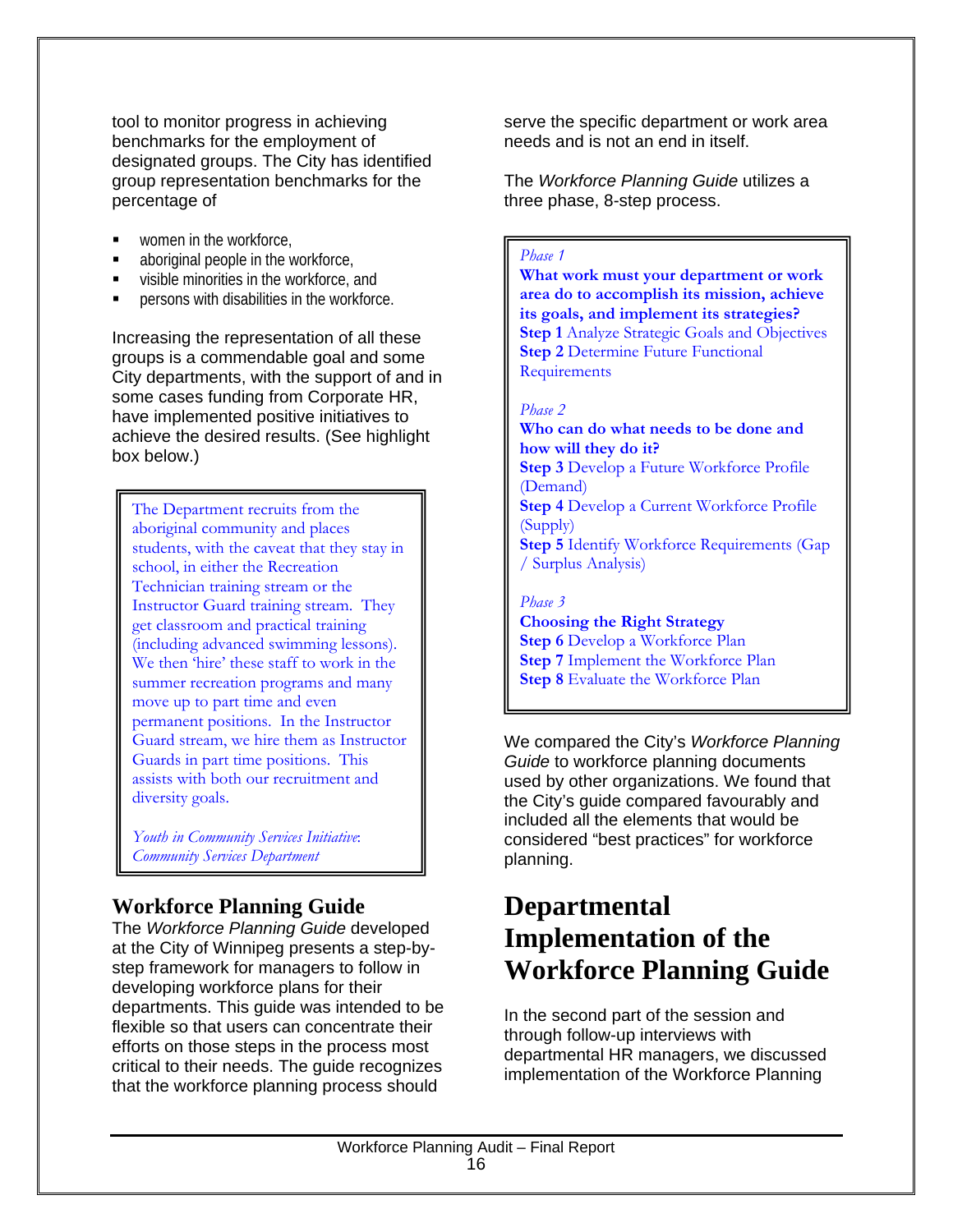tool to monitor progress in achieving benchmarks for the employment of designated groups. The City has identified group representation benchmarks for the percentage of

- women in the workforce,
- aboriginal people in the workforce,
- visible minorities in the workforce, and
- persons with disabilities in the workforce.

Increasing the representation of all these groups is a commendable goal and some City departments, with the support of and in some cases funding from Corporate HR, have implemented positive initiatives to achieve the desired results. (See highlight box below.)

> The Department recruits from the aboriginal community and places students, with the caveat that they stay in school, in either the Recreation Technician training stream or the Instructor Guard training stream. They get classroom and practical training (including advanced swimming lessons). We then 'hire' these staff to work in the summer recreation programs and many move up to part time and even permanent positions. In the Instructor Guard stream, we hire them as Instructor Guards in part time positions. This assists with both our recruitment and diversity goals.
>
> *Youth in Community Services Initiative: Community Services Department*

## Workforce Planning Guide

The *Workforce Planning Guide* developed at the City of Winnipeg presents a step-by-step framework for managers to follow in developing workforce plans for their departments. This guide was intended to be flexible so that users can concentrate their efforts on those steps in the process most critical to their needs. The guide recognizes that the workforce planning process should serve the specific department or work area needs and is not an end in itself.

The *Workforce Planning Guide* utilizes a three phase, 8-step process.

> *Phase 1*
>
> **What work must your department or work area do to accomplish its mission, achieve its goals, and implement its strategies?**
>
> **Step 1** Analyze Strategic Goals and Objectives
>
> **Step 2** Determine Future Functional Requirements
>
> *Phase 2*
>
> **Who can do what needs to be done and how will they do it?**
>
> **Step 3** Develop a Future Workforce Profile (Demand)
>
> **Step 4** Develop a Current Workforce Profile (Supply)
>
> **Step 5** Identify Workforce Requirements (Gap / Surplus Analysis)
>
> *Phase 3*
>
> **Choosing the Right Strategy**
>
> **Step 6** Develop a Workforce Plan
>
> **Step 7** Implement the Workforce Plan
>
> **Step 8** Evaluate the Workforce Plan

We compared the City's *Workforce Planning Guide* to workforce planning documents used by other organizations. We found that the City's guide compared favourably and included all the elements that would be considered "best practices" for workforce planning.

# Departmental Implementation of the Workforce Planning Guide

In the second part of the session and through follow-up interviews with departmental HR managers, we discussed implementation of the Workforce Planning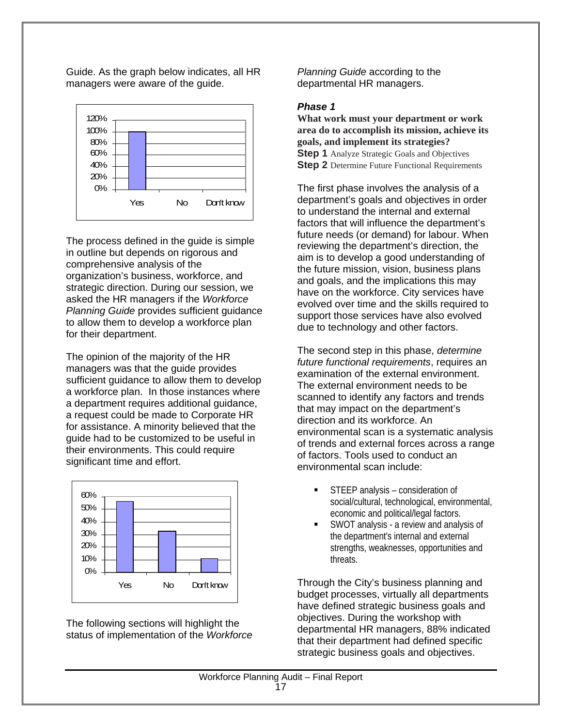Guide. As the graph below indicates, all HR managers were aware of the guide.

| | Yes | No | Don't know |
|---|---|---|---|
| | 100% | 0% | 0% |

The process defined in the guide is simple in outline but depends on rigorous and comprehensive analysis of the organization's business, workforce, and strategic direction. During our session, we asked the HR managers if the *Workforce Planning Guide* provides sufficient guidance to allow them to develop a workforce plan for their department.

The opinion of the majority of the HR managers was that the guide provides sufficient guidance to allow them to develop a workforce plan. In those instances where a department requires additional guidance, a request could be made to Corporate HR for assistance. A minority believed that the guide had to be customized to be useful in their environments. This could require significant time and effort.

| | Yes | No | Don't know |
|---|---|---|---|
| | ~56% | ~33% | ~11% |

The following sections will highlight the status of implementation of the *Workforce Planning Guide* according to the departmental HR managers.

### *Phase 1*

**What work must your department or work area do to accomplish its mission, achieve its goals, and implement its strategies?**

**Step 1** Analyze Strategic Goals and Objectives
**Step 2** Determine Future Functional Requirements

The first phase involves the analysis of a department's goals and objectives in order to understand the internal and external factors that will influence the department's future needs (or demand) for labour. When reviewing the department's direction, the aim is to develop a good understanding of the future mission, vision, business plans and goals, and the implications this may have on the workforce. City services have evolved over time and the skills required to support those services have also evolved due to technology and other factors.

The second step in this phase, *determine future functional requirements*, requires an examination of the external environment. The external environment needs to be scanned to identify any factors and trends that may impact on the department's direction and its workforce. An environmental scan is a systematic analysis of trends and external forces across a range of factors. Tools used to conduct an environmental scan include:

- STEEP analysis – consideration of social/cultural, technological, environmental, economic and political/legal factors.
- SWOT analysis - a review and analysis of the department's internal and external strengths, weaknesses, opportunities and threats.

Through the City's business planning and budget processes, virtually all departments have defined strategic business goals and objectives. During the workshop with departmental HR managers, 88% indicated that their department had defined specific strategic business goals and objectives.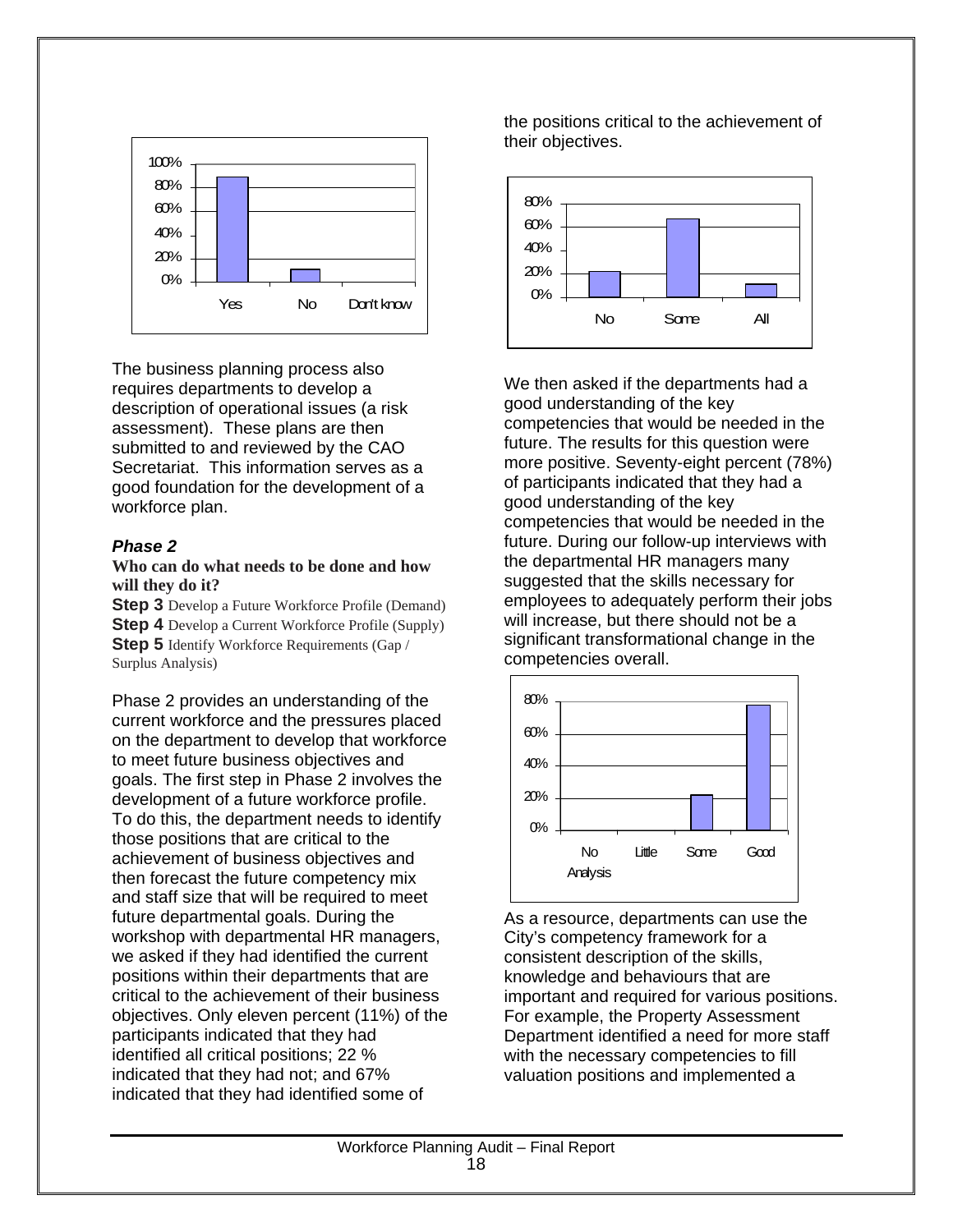The business planning process also requires departments to develop a description of operational issues (a risk assessment). These plans are then submitted to and reviewed by the CAO Secretariat. This information serves as a good foundation for the development of a workforce plan.

### *Phase 2*

**Who can do what needs to be done and how will they do it?**

**Step 3** Develop a Future Workforce Profile (Demand)
**Step 4** Develop a Current Workforce Profile (Supply)
**Step 5** Identify Workforce Requirements (Gap / Surplus Analysis)

Phase 2 provides an understanding of the current workforce and the pressures placed on the department to develop that workforce to meet future business objectives and goals. The first step in Phase 2 involves the development of a future workforce profile. To do this, the department needs to identify those positions that are critical to the achievement of business objectives and then forecast the future competency mix and staff size that will be required to meet future departmental goals. During the workshop with departmental HR managers, we asked if they had identified the current positions within their departments that are critical to the achievement of their business objectives. Only eleven percent (11%) of the participants indicated that they had identified all critical positions; 22 % indicated that they had not; and 67% indicated that they had identified some of the positions critical to the achievement of their objectives.

We then asked if the departments had a good understanding of the key competencies that would be needed in the future. The results for this question were more positive. Seventy-eight percent (78%) of participants indicated that they had a good understanding of the key competencies that would be needed in the future. During our follow-up interviews with the departmental HR managers many suggested that the skills necessary for employees to adequately perform their jobs will increase, but there should not be a significant transformational change in the competencies overall.

As a resource, departments can use the City's competency framework for a consistent description of the skills, knowledge and behaviours that are important and required for various positions. For example, the Property Assessment Department identified a need for more staff with the necessary competencies to fill valuation positions and implemented a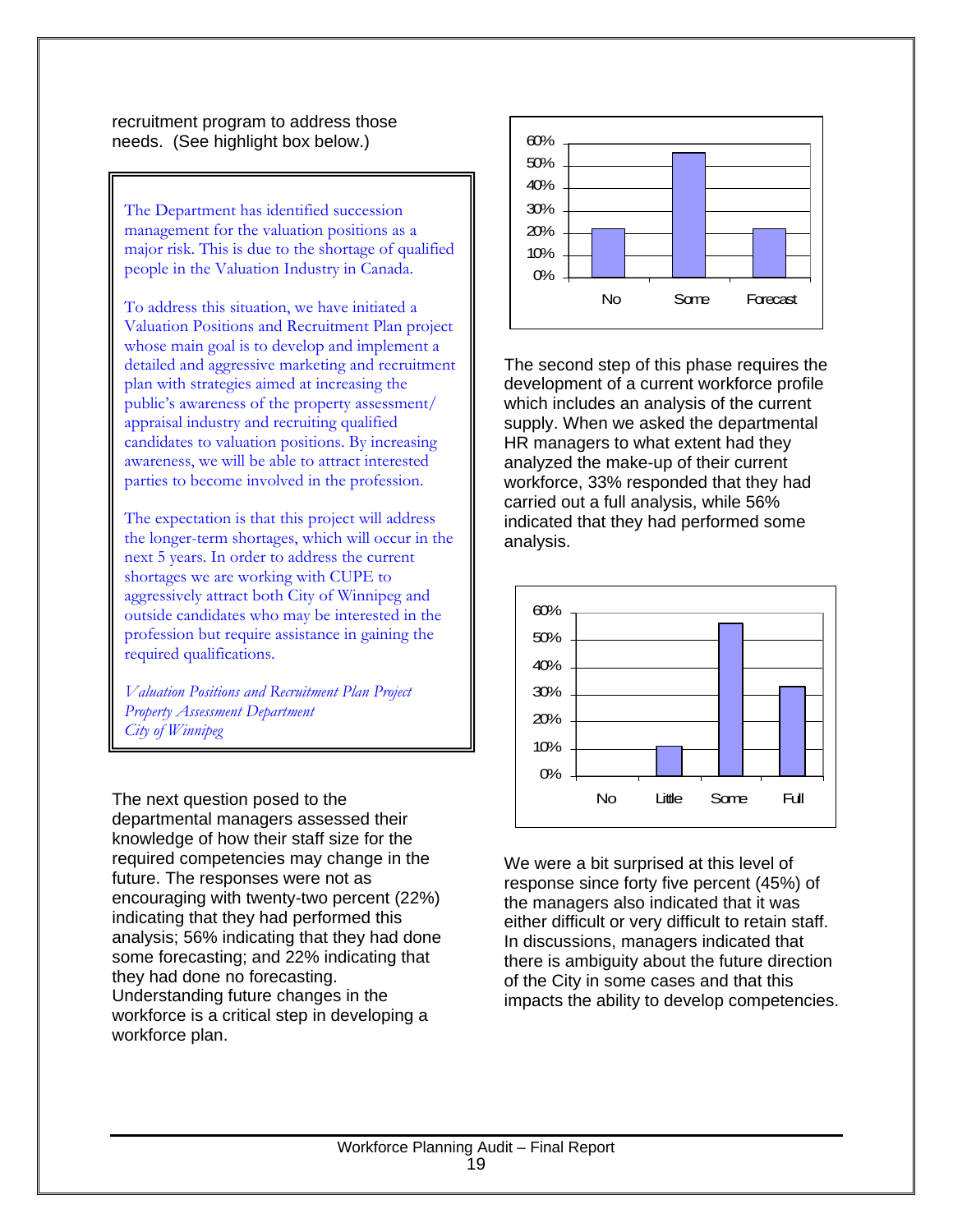recruitment program to address those needs. (See highlight box below.)

> The Department has identified succession management for the valuation positions as a major risk. This is due to the shortage of qualified people in the Valuation Industry in Canada.
>
> To address this situation, we have initiated a Valuation Positions and Recruitment Plan project whose main goal is to develop and implement a detailed and aggressive marketing and recruitment plan with strategies aimed at increasing the public's awareness of the property assessment/ appraisal industry and recruiting qualified candidates to valuation positions. By increasing awareness, we will be able to attract interested parties to become involved in the profession.
>
> The expectation is that this project will address the longer-term shortages, which will occur in the next 5 years. In order to address the current shortages we are working with CUPE to aggressively attract both City of Winnipeg and outside candidates who may be interested in the profession but require assistance in gaining the required qualifications.
>
> *Valuation Positions and Recruitment Plan Project*
> *Property Assessment Department*
> *City of Winnipeg*

The next question posed to the departmental managers assessed their knowledge of how their staff size for the required competencies may change in the future. The responses were not as encouraging with twenty-two percent (22%) indicating that they had performed this analysis; 56% indicating that they had done some forecasting; and 22% indicating that they had done no forecasting. Understanding future changes in the workforce is a critical step in developing a workforce plan.

| | No | Some | Forecast |
|---|---|---|---|
| % | 22% | 56% | 22% |

The second step of this phase requires the development of a current workforce profile which includes an analysis of the current supply. When we asked the departmental HR managers to what extent had they analyzed the make-up of their current workforce, 33% responded that they had carried out a full analysis, while 56% indicated that they had performed some analysis.

| | No | Little | Some | Full |
|---|---|---|---|---|
| % | 0% | 11% | 56% | 33% |

We were a bit surprised at this level of response since forty five percent (45%) of the managers also indicated that it was either difficult or very difficult to retain staff. In discussions, managers indicated that there is ambiguity about the future direction of the City in some cases and that this impacts the ability to develop competencies.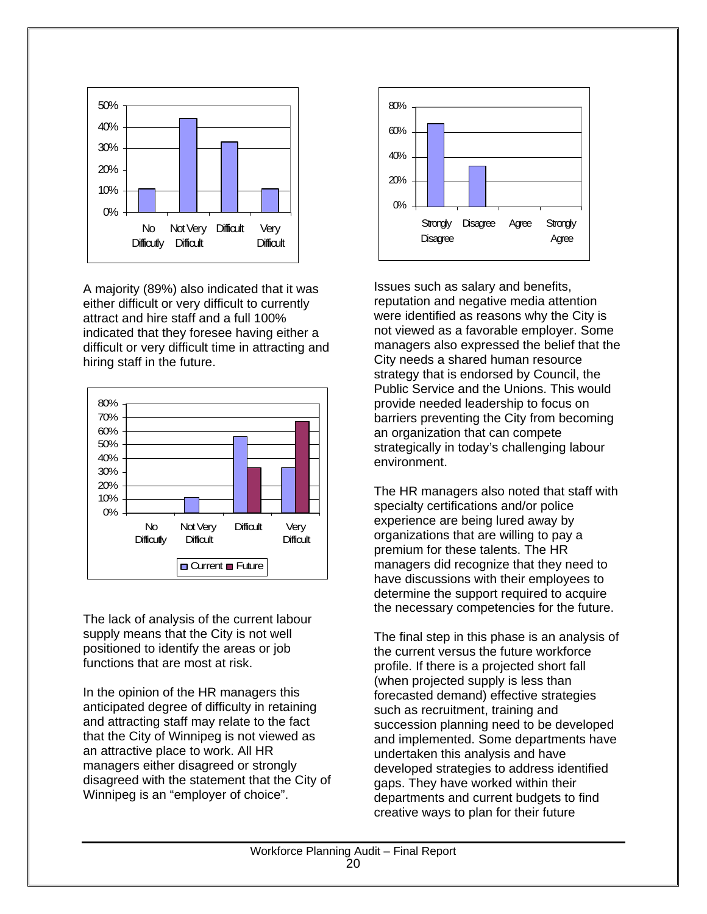A majority (89%) also indicated that it was either difficult or very difficult to currently attract and hire staff and a full 100% indicated that they foresee having either a difficult or very difficult time in attracting and hiring staff in the future.

The lack of analysis of the current labour supply means that the City is not well positioned to identify the areas or job functions that are most at risk.

In the opinion of the HR managers this anticipated degree of difficulty in retaining and attracting staff may relate to the fact that the City of Winnipeg is not viewed as an attractive place to work. All HR managers either disagreed or strongly disagreed with the statement that the City of Winnipeg is an "employer of choice".

Issues such as salary and benefits, reputation and negative media attention were identified as reasons why the City is not viewed as a favorable employer. Some managers also expressed the belief that the City needs a shared human resource strategy that is endorsed by Council, the Public Service and the Unions. This would provide needed leadership to focus on barriers preventing the City from becoming an organization that can compete strategically in today's challenging labour environment.

The HR managers also noted that staff with specialty certifications and/or police experience are being lured away by organizations that are willing to pay a premium for these talents. The HR managers did recognize that they need to have discussions with their employees to determine the support required to acquire the necessary competencies for the future.

The final step in this phase is an analysis of the current versus the future workforce profile. If there is a projected short fall (when projected supply is less than forecasted demand) effective strategies such as recruitment, training and succession planning need to be developed and implemented. Some departments have undertaken this analysis and have developed strategies to address identified gaps. They have worked within their departments and current budgets to find creative ways to plan for their future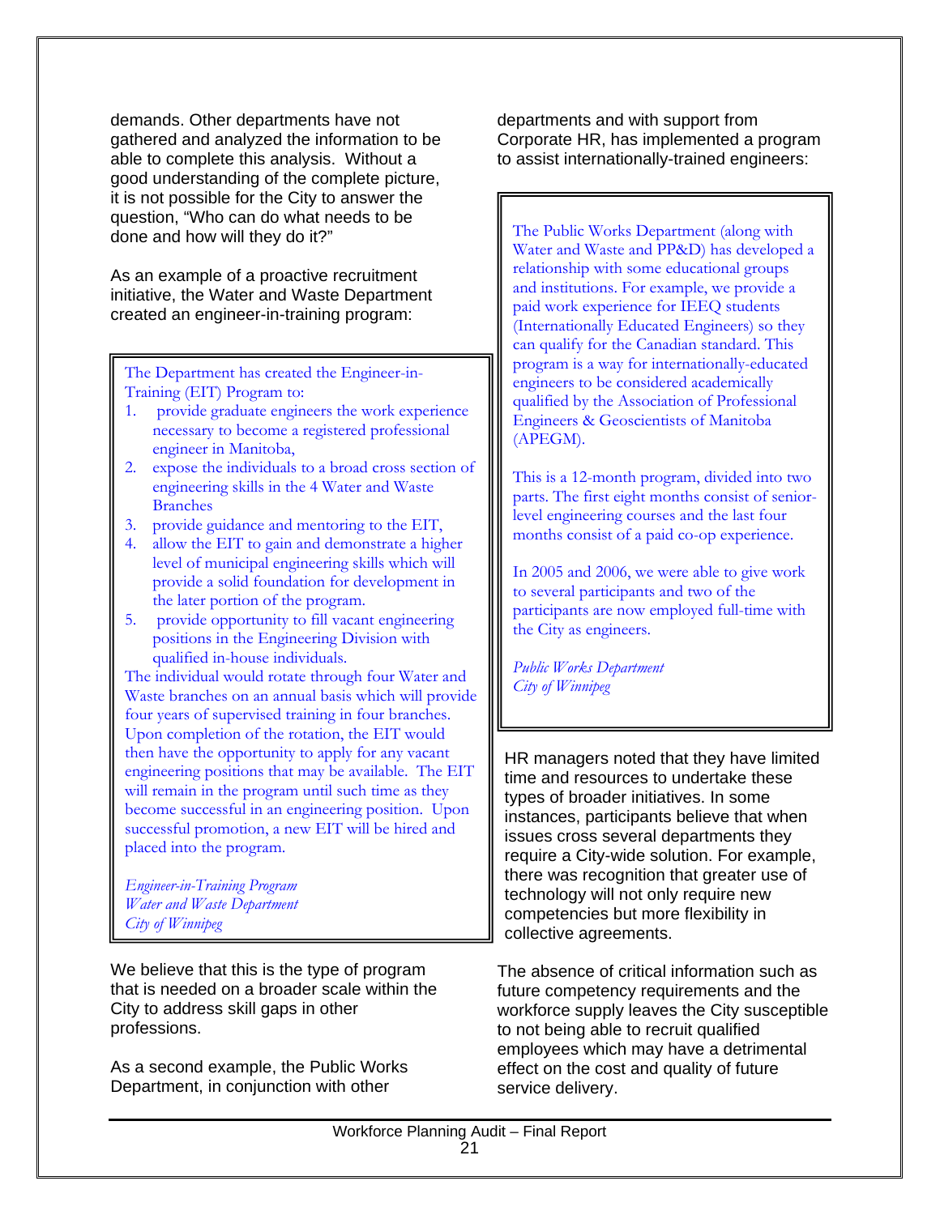demands. Other departments have not gathered and analyzed the information to be able to complete this analysis. Without a good understanding of the complete picture, it is not possible for the City to answer the question, "Who can do what needs to be done and how will they do it?"

As an example of a proactive recruitment initiative, the Water and Waste Department created an engineer-in-training program:

> The Department has created the Engineer-in-Training (EIT) Program to:
>
> 1. provide graduate engineers the work experience necessary to become a registered professional engineer in Manitoba,
> 2. expose the individuals to a broad cross section of engineering skills in the 4 Water and Waste Branches
> 3. provide guidance and mentoring to the EIT,
> 4. allow the EIT to gain and demonstrate a higher level of municipal engineering skills which will provide a solid foundation for development in the later portion of the program.
> 5. provide opportunity to fill vacant engineering positions in the Engineering Division with qualified in-house individuals.
>
> The individual would rotate through four Water and Waste branches on an annual basis which will provide four years of supervised training in four branches. Upon completion of the rotation, the EIT would then have the opportunity to apply for any vacant engineering positions that may be available. The EIT will remain in the program until such time as they become successful in an engineering position. Upon successful promotion, a new EIT will be hired and placed into the program.
>
> *Engineer-in-Training Program*
> *Water and Waste Department*
> *City of Winnipeg*

We believe that this is the type of program that is needed on a broader scale within the City to address skill gaps in other professions.

As a second example, the Public Works Department, in conjunction with other departments and with support from Corporate HR, has implemented a program to assist internationally-trained engineers:

> The Public Works Department (along with Water and Waste and PP&D) has developed a relationship with some educational groups and institutions. For example, we provide a paid work experience for IEEQ students (Internationally Educated Engineers) so they can qualify for the Canadian standard. This program is a way for internationally-educated engineers to be considered academically qualified by the Association of Professional Engineers & Geoscientists of Manitoba (APEGM).
>
> This is a 12-month program, divided into two parts. The first eight months consist of senior-level engineering courses and the last four months consist of a paid co-op experience.
>
> In 2005 and 2006, we were able to give work to several participants and two of the participants are now employed full-time with the City as engineers.
>
> *Public Works Department*
> *City of Winnipeg*

HR managers noted that they have limited time and resources to undertake these types of broader initiatives. In some instances, participants believe that when issues cross several departments they require a City-wide solution. For example, there was recognition that greater use of technology will not only require new competencies but more flexibility in collective agreements.

The absence of critical information such as future competency requirements and the workforce supply leaves the City susceptible to not being able to recruit qualified employees which may have a detrimental effect on the cost and quality of future service delivery.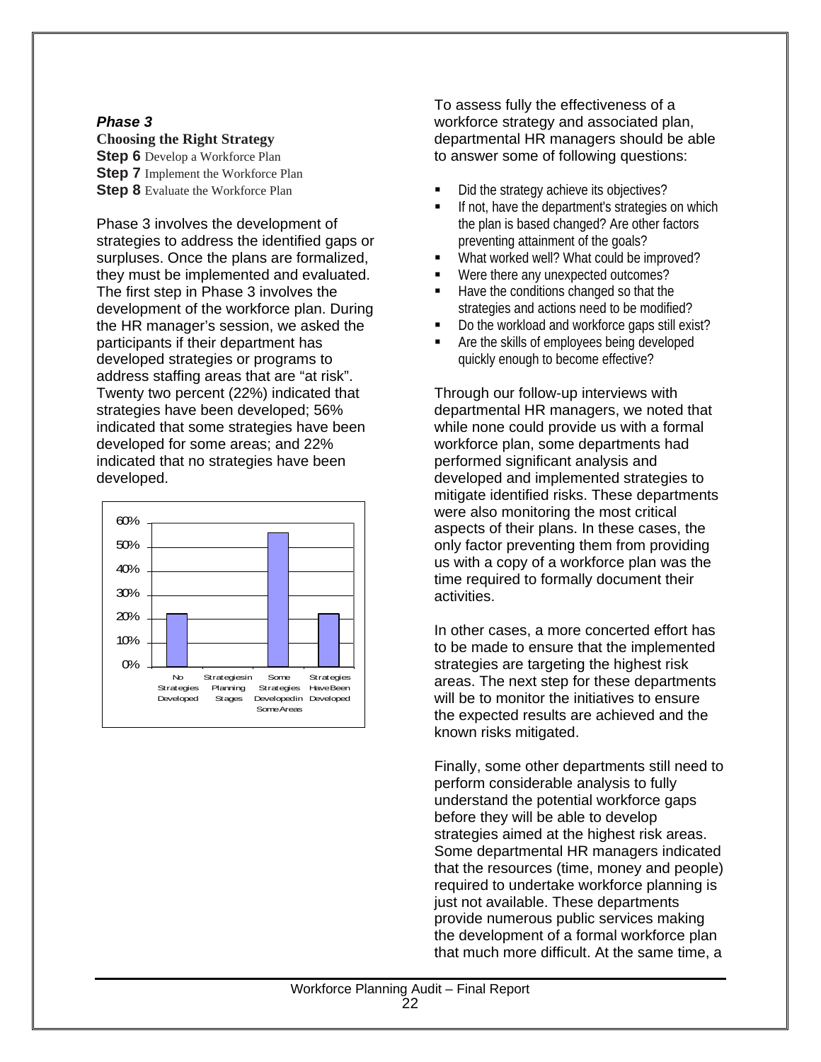***Phase 3***

**Choosing the Right Strategy**

**Step 6** Develop a Workforce Plan
**Step 7** Implement the Workforce Plan
**Step 8** Evaluate the Workforce Plan

Phase 3 involves the development of strategies to address the identified gaps or surpluses. Once the plans are formalized, they must be implemented and evaluated. The first step in Phase 3 involves the development of the workforce plan. During the HR manager's session, we asked the participants if their department has developed strategies or programs to address staffing areas that are "at risk". Twenty two percent (22%) indicated that strategies have been developed; 56% indicated that some strategies have been developed for some areas; and 22% indicated that no strategies have been developed.

| | Percentage |
|---|---|
| No Strategies Developed | 22% |
| Strategies in Planning Stages | 0% |
| Some Strategies Developed in Some Areas | 56% |
| Strategies Have Been Developed | 22% |

To assess fully the effectiveness of a workforce strategy and associated plan, departmental HR managers should be able to answer some of following questions:

- Did the strategy achieve its objectives?
- If not, have the department's strategies on which the plan is based changed? Are other factors preventing attainment of the goals?
- What worked well? What could be improved?
- Were there any unexpected outcomes?
- Have the conditions changed so that the strategies and actions need to be modified?
- Do the workload and workforce gaps still exist?
- Are the skills of employees being developed quickly enough to become effective?

Through our follow-up interviews with departmental HR managers, we noted that while none could provide us with a formal workforce plan, some departments had performed significant analysis and developed and implemented strategies to mitigate identified risks. These departments were also monitoring the most critical aspects of their plans. In these cases, the only factor preventing them from providing us with a copy of a workforce plan was the time required to formally document their activities.

In other cases, a more concerted effort has to be made to ensure that the implemented strategies are targeting the highest risk areas. The next step for these departments will be to monitor the initiatives to ensure the expected results are achieved and the known risks mitigated.

Finally, some other departments still need to perform considerable analysis to fully understand the potential workforce gaps before they will be able to develop strategies aimed at the highest risk areas. Some departmental HR managers indicated that the resources (time, money and people) required to undertake workforce planning is just not available. These departments provide numerous public services making the development of a formal workforce plan that much more difficult. At the same time, a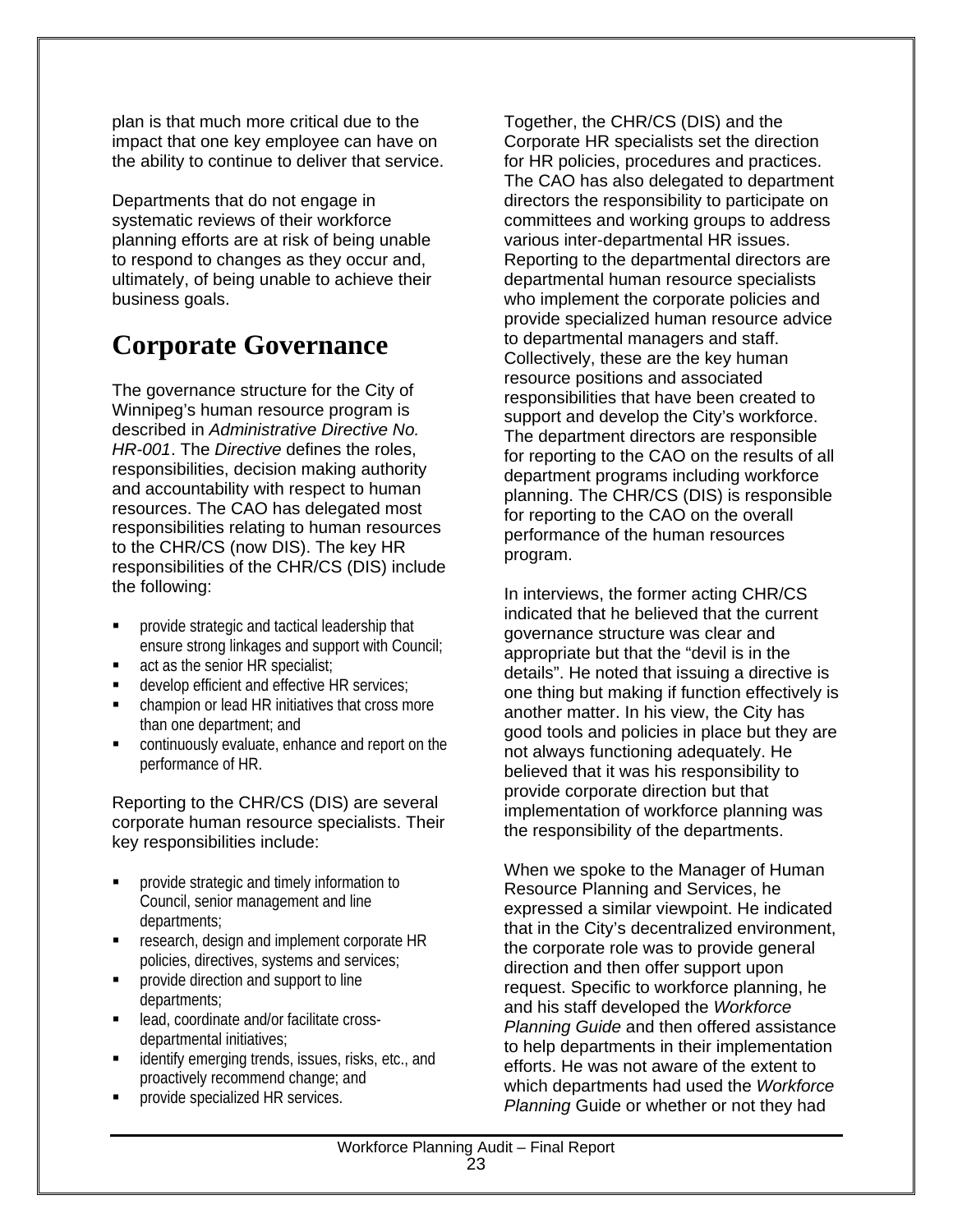plan is that much more critical due to the impact that one key employee can have on the ability to continue to deliver that service.

Departments that do not engage in systematic reviews of their workforce planning efforts are at risk of being unable to respond to changes as they occur and, ultimately, of being unable to achieve their business goals.

# Corporate Governance

The governance structure for the City of Winnipeg's human resource program is described in *Administrative Directive No. HR-001*. The *Directive* defines the roles, responsibilities, decision making authority and accountability with respect to human resources. The CAO has delegated most responsibilities relating to human resources to the CHR/CS (now DIS). The key HR responsibilities of the CHR/CS (DIS) include the following:

- provide strategic and tactical leadership that ensure strong linkages and support with Council;
- act as the senior HR specialist;
- develop efficient and effective HR services;
- champion or lead HR initiatives that cross more than one department; and
- continuously evaluate, enhance and report on the performance of HR.

Reporting to the CHR/CS (DIS) are several corporate human resource specialists. Their key responsibilities include:

- provide strategic and timely information to Council, senior management and line departments;
- research, design and implement corporate HR policies, directives, systems and services;
- provide direction and support to line departments;
- lead, coordinate and/or facilitate cross-departmental initiatives;
- identify emerging trends, issues, risks, etc., and proactively recommend change; and
- provide specialized HR services.

Together, the CHR/CS (DIS) and the Corporate HR specialists set the direction for HR policies, procedures and practices. The CAO has also delegated to department directors the responsibility to participate on committees and working groups to address various inter-departmental HR issues. Reporting to the departmental directors are departmental human resource specialists who implement the corporate policies and provide specialized human resource advice to departmental managers and staff. Collectively, these are the key human resource positions and associated responsibilities that have been created to support and develop the City's workforce. The department directors are responsible for reporting to the CAO on the results of all department programs including workforce planning. The CHR/CS (DIS) is responsible for reporting to the CAO on the overall performance of the human resources program.

In interviews, the former acting CHR/CS indicated that he believed that the current governance structure was clear and appropriate but that the "devil is in the details". He noted that issuing a directive is one thing but making if function effectively is another matter. In his view, the City has good tools and policies in place but they are not always functioning adequately. He believed that it was his responsibility to provide corporate direction but that implementation of workforce planning was the responsibility of the departments.

When we spoke to the Manager of Human Resource Planning and Services, he expressed a similar viewpoint. He indicated that in the City's decentralized environment, the corporate role was to provide general direction and then offer support upon request. Specific to workforce planning, he and his staff developed the *Workforce Planning Guide* and then offered assistance to help departments in their implementation efforts. He was not aware of the extent to which departments had used the *Workforce Planning* Guide or whether or not they had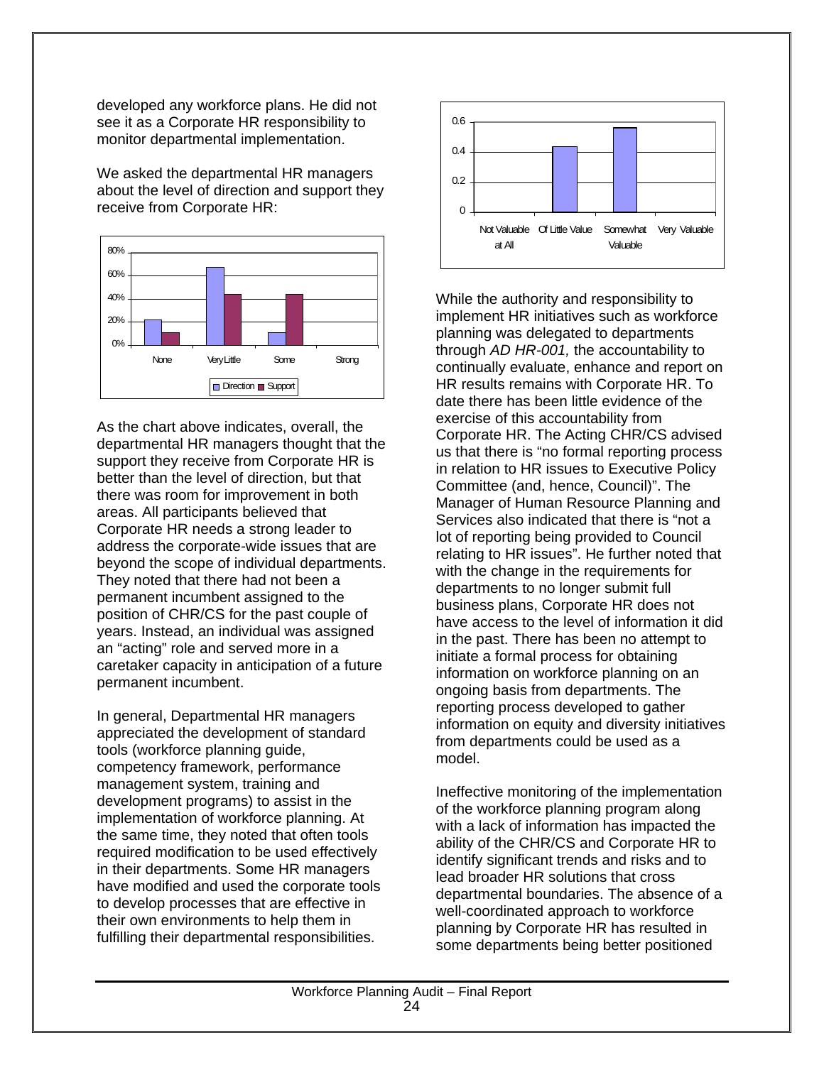developed any workforce plans. He did not see it as a Corporate HR responsibility to monitor departmental implementation.

We asked the departmental HR managers about the level of direction and support they receive from Corporate HR:

As the chart above indicates, overall, the departmental HR managers thought that the support they receive from Corporate HR is better than the level of direction, but that there was room for improvement in both areas. All participants believed that Corporate HR needs a strong leader to address the corporate-wide issues that are beyond the scope of individual departments. They noted that there had not been a permanent incumbent assigned to the position of CHR/CS for the past couple of years. Instead, an individual was assigned an "acting" role and served more in a caretaker capacity in anticipation of a future permanent incumbent.

In general, Departmental HR managers appreciated the development of standard tools (workforce planning guide, competency framework, performance management system, training and development programs) to assist in the implementation of workforce planning. At the same time, they noted that often tools required modification to be used effectively in their departments. Some HR managers have modified and used the corporate tools to develop processes that are effective in their own environments to help them in fulfilling their departmental responsibilities.

While the authority and responsibility to implement HR initiatives such as workforce planning was delegated to departments through *AD HR-001,* the accountability to continually evaluate, enhance and report on HR results remains with Corporate HR. To date there has been little evidence of the exercise of this accountability from Corporate HR. The Acting CHR/CS advised us that there is "no formal reporting process in relation to HR issues to Executive Policy Committee (and, hence, Council)". The Manager of Human Resource Planning and Services also indicated that there is "not a lot of reporting being provided to Council relating to HR issues". He further noted that with the change in the requirements for departments to no longer submit full business plans, Corporate HR does not have access to the level of information it did in the past. There has been no attempt to initiate a formal process for obtaining information on workforce planning on an ongoing basis from departments. The reporting process developed to gather information on equity and diversity initiatives from departments could be used as a model.

Ineffective monitoring of the implementation of the workforce planning program along with a lack of information has impacted the ability of the CHR/CS and Corporate HR to identify significant trends and risks and to lead broader HR solutions that cross departmental boundaries. The absence of a well-coordinated approach to workforce planning by Corporate HR has resulted in some departments being better positioned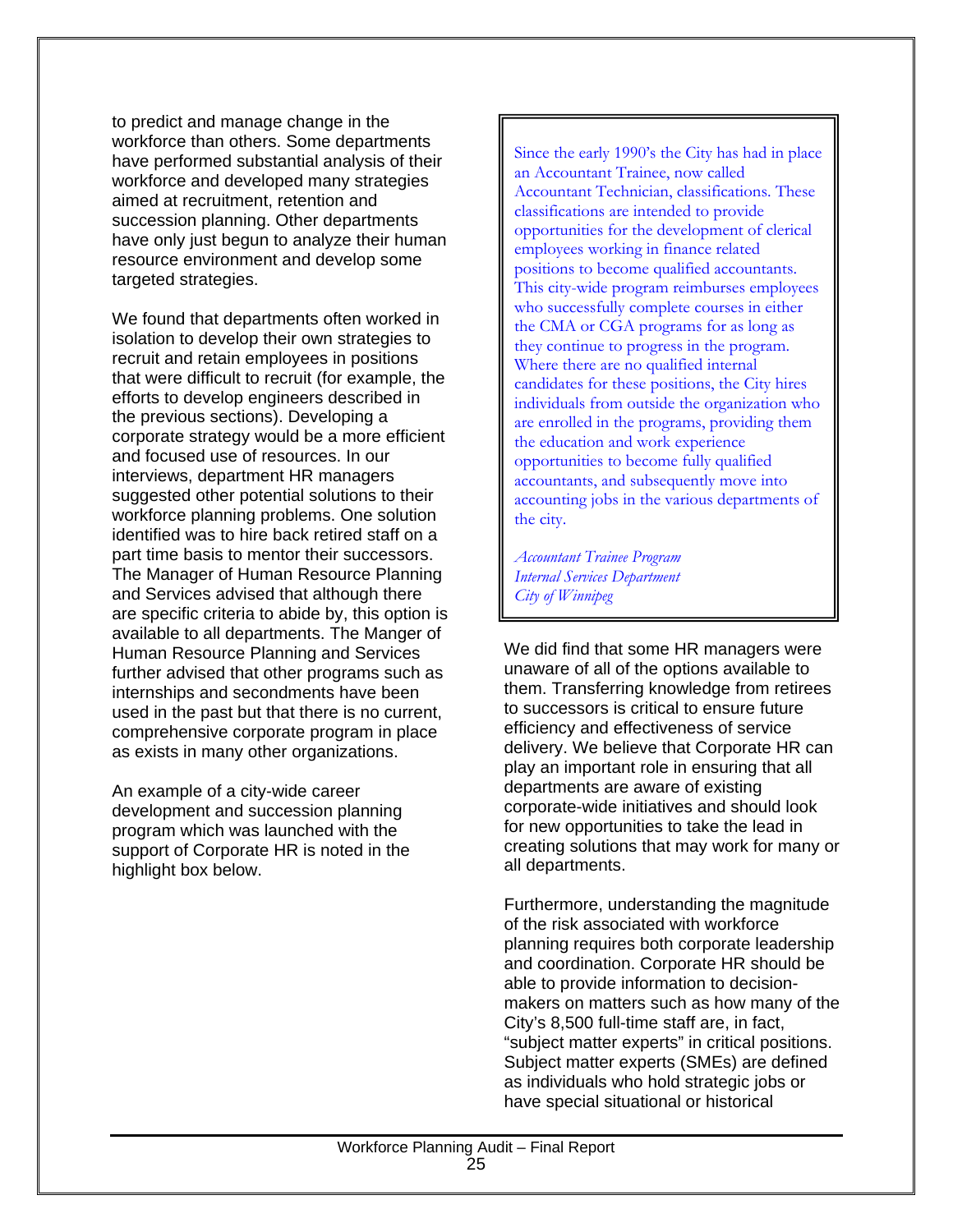to predict and manage change in the workforce than others. Some departments have performed substantial analysis of their workforce and developed many strategies aimed at recruitment, retention and succession planning. Other departments have only just begun to analyze their human resource environment and develop some targeted strategies.

We found that departments often worked in isolation to develop their own strategies to recruit and retain employees in positions that were difficult to recruit (for example, the efforts to develop engineers described in the previous sections). Developing a corporate strategy would be a more efficient and focused use of resources. In our interviews, department HR managers suggested other potential solutions to their workforce planning problems. One solution identified was to hire back retired staff on a part time basis to mentor their successors. The Manager of Human Resource Planning and Services advised that although there are specific criteria to abide by, this option is available to all departments. The Manger of Human Resource Planning and Services further advised that other programs such as internships and secondments have been used in the past but that there is no current, comprehensive corporate program in place as exists in many other organizations.

An example of a city-wide career development and succession planning program which was launched with the support of Corporate HR is noted in the highlight box below.

> Since the early 1990's the City has had in place an Accountant Trainee, now called Accountant Technician, classifications. These classifications are intended to provide opportunities for the development of clerical employees working in finance related positions to become qualified accountants. This city-wide program reimburses employees who successfully complete courses in either the CMA or CGA programs for as long as they continue to progress in the program. Where there are no qualified internal candidates for these positions, the City hires individuals from outside the organization who are enrolled in the programs, providing them the education and work experience opportunities to become fully qualified accountants, and subsequently move into accounting jobs in the various departments of the city.
>
> *Accountant Trainee Program*
> *Internal Services Department*
> *City of Winnipeg*

We did find that some HR managers were unaware of all of the options available to them. Transferring knowledge from retirees to successors is critical to ensure future efficiency and effectiveness of service delivery. We believe that Corporate HR can play an important role in ensuring that all departments are aware of existing corporate-wide initiatives and should look for new opportunities to take the lead in creating solutions that may work for many or all departments.

Furthermore, understanding the magnitude of the risk associated with workforce planning requires both corporate leadership and coordination. Corporate HR should be able to provide information to decision-makers on matters such as how many of the City's 8,500 full-time staff are, in fact, "subject matter experts" in critical positions. Subject matter experts (SMEs) are defined as individuals who hold strategic jobs or have special situational or historical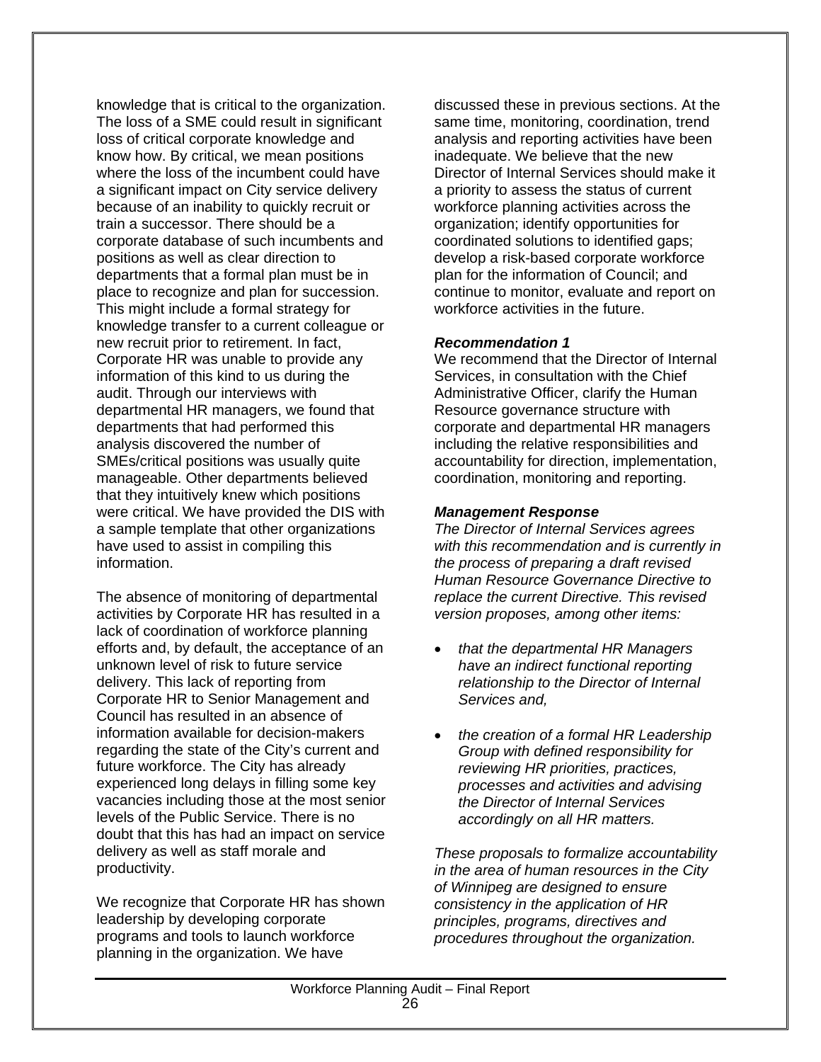knowledge that is critical to the organization. The loss of a SME could result in significant loss of critical corporate knowledge and know how. By critical, we mean positions where the loss of the incumbent could have a significant impact on City service delivery because of an inability to quickly recruit or train a successor. There should be a corporate database of such incumbents and positions as well as clear direction to departments that a formal plan must be in place to recognize and plan for succession. This might include a formal strategy for knowledge transfer to a current colleague or new recruit prior to retirement. In fact, Corporate HR was unable to provide any information of this kind to us during the audit. Through our interviews with departmental HR managers, we found that departments that had performed this analysis discovered the number of SMEs/critical positions was usually quite manageable. Other departments believed that they intuitively knew which positions were critical. We have provided the DIS with a sample template that other organizations have used to assist in compiling this information.

The absence of monitoring of departmental activities by Corporate HR has resulted in a lack of coordination of workforce planning efforts and, by default, the acceptance of an unknown level of risk to future service delivery. This lack of reporting from Corporate HR to Senior Management and Council has resulted in an absence of information available for decision-makers regarding the state of the City's current and future workforce. The City has already experienced long delays in filling some key vacancies including those at the most senior levels of the Public Service. There is no doubt that this has had an impact on service delivery as well as staff morale and productivity.

We recognize that Corporate HR has shown leadership by developing corporate programs and tools to launch workforce planning in the organization. We have discussed these in previous sections. At the same time, monitoring, coordination, trend analysis and reporting activities have been inadequate. We believe that the new Director of Internal Services should make it a priority to assess the status of current workforce planning activities across the organization; identify opportunities for coordinated solutions to identified gaps; develop a risk-based corporate workforce plan for the information of Council; and continue to monitor, evaluate and report on workforce activities in the future.

***Recommendation 1***

We recommend that the Director of Internal Services, in consultation with the Chief Administrative Officer, clarify the Human Resource governance structure with corporate and departmental HR managers including the relative responsibilities and accountability for direction, implementation, coordination, monitoring and reporting.

***Management Response***

*The Director of Internal Services agrees with this recommendation and is currently in the process of preparing a draft revised Human Resource Governance Directive to replace the current Directive. This revised version proposes, among other items:*

- *that the departmental HR Managers have an indirect functional reporting relationship to the Director of Internal Services and,*

- *the creation of a formal HR Leadership Group with defined responsibility for reviewing HR priorities, practices, processes and activities and advising the Director of Internal Services accordingly on all HR matters.*

*These proposals to formalize accountability in the area of human resources in the City of Winnipeg are designed to ensure consistency in the application of HR principles, programs, directives and procedures throughout the organization.*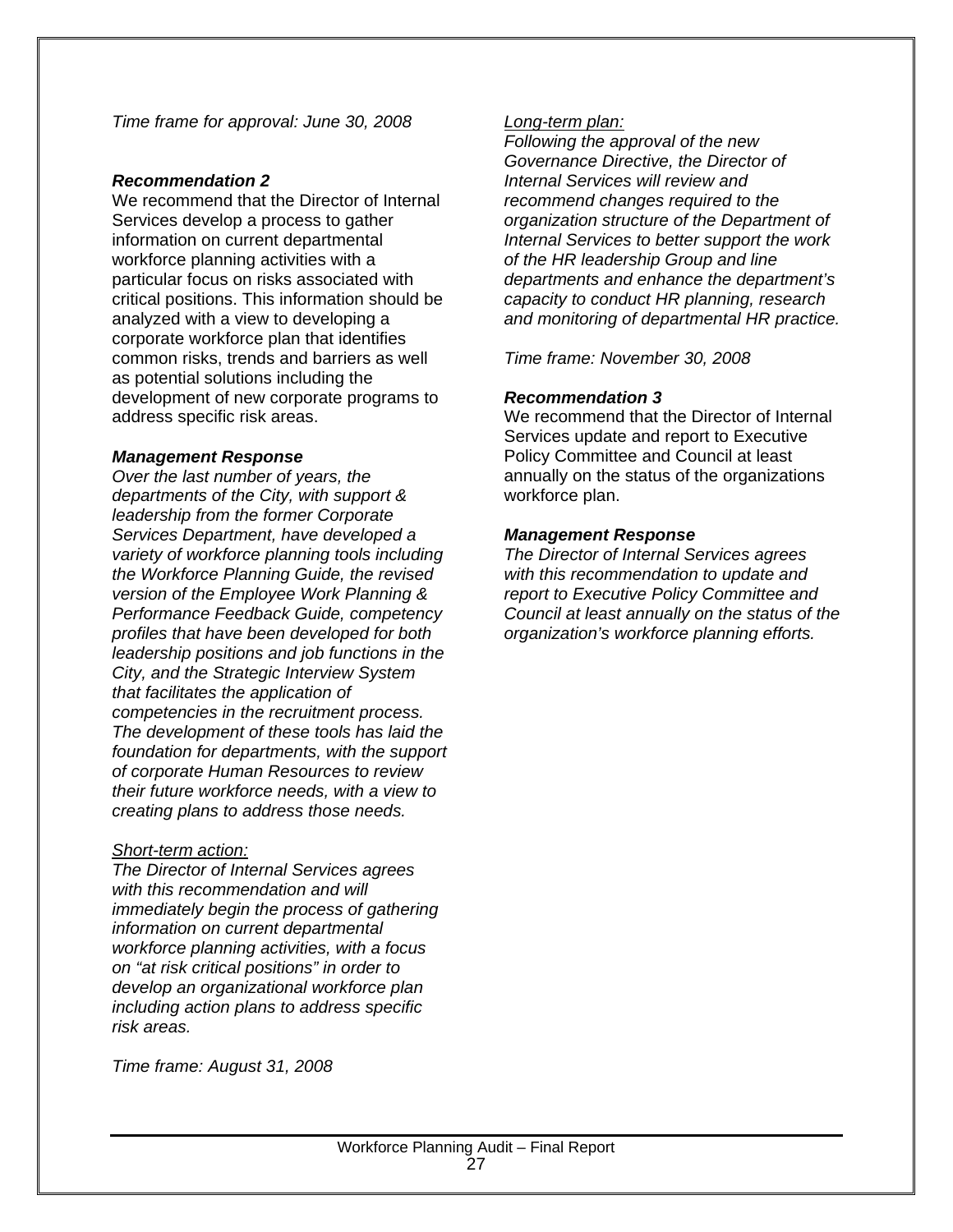*Time frame for approval: June 30, 2008*

***Recommendation 2***

We recommend that the Director of Internal Services develop a process to gather information on current departmental workforce planning activities with a particular focus on risks associated with critical positions. This information should be analyzed with a view to developing a corporate workforce plan that identifies common risks, trends and barriers as well as potential solutions including the development of new corporate programs to address specific risk areas.

***Management Response***

*Over the last number of years, the departments of the City, with support & leadership from the former Corporate Services Department, have developed a variety of workforce planning tools including the Workforce Planning Guide, the revised version of the Employee Work Planning & Performance Feedback Guide, competency profiles that have been developed for both leadership positions and job functions in the City, and the Strategic Interview System that facilitates the application of competencies in the recruitment process. The development of these tools has laid the foundation for departments, with the support of corporate Human Resources to review their future workforce needs, with a view to creating plans to address those needs.*

*<u>Short-term action:</u>*

*The Director of Internal Services agrees with this recommendation and will immediately begin the process of gathering information on current departmental workforce planning activities, with a focus on "at risk critical positions" in order to develop an organizational workforce plan including action plans to address specific risk areas.*

*Time frame: August 31, 2008*

*<u>Long-term plan:</u>*

*Following the approval of the new Governance Directive, the Director of Internal Services will review and recommend changes required to the organization structure of the Department of Internal Services to better support the work of the HR leadership Group and line departments and enhance the department's capacity to conduct HR planning, research and monitoring of departmental HR practice.*

*Time frame: November 30, 2008*

***Recommendation 3***

We recommend that the Director of Internal Services update and report to Executive Policy Committee and Council at least annually on the status of the organizations workforce plan.

***Management Response***

*The Director of Internal Services agrees with this recommendation to update and report to Executive Policy Committee and Council at least annually on the status of the organization's workforce planning efforts.*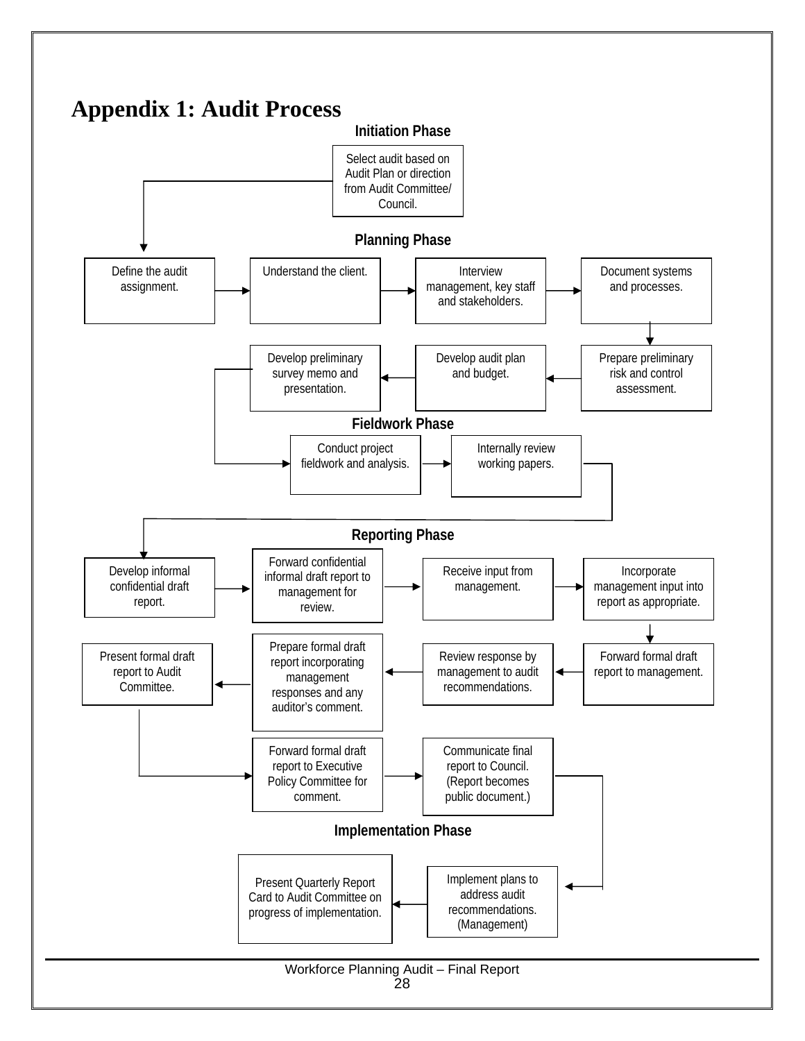# Appendix 1: Audit Process

Initiation Phase

Select audit based on Audit Plan or direction from Audit Committee/ Council.

Planning Phase

Define the audit assignment.

Understand the client.

Interview management, key staff and stakeholders.

Document systems and processes.

Prepare preliminary risk and control assessment.

Develop audit plan and budget.

Develop preliminary survey memo and presentation.

Fieldwork Phase

Conduct project fieldwork and analysis.

Internally review working papers.

Reporting Phase

Develop informal confidential draft report.

Forward confidential informal draft report to management for review.

Receive input from management.

Incorporate management input into report as appropriate.

Forward formal draft report to management.

Review response by management to audit recommendations.

Prepare formal draft report incorporating management responses and any auditor's comment.

Present formal draft report to Audit Committee.

Forward formal draft report to Executive Policy Committee for comment.

Communicate final report to Council. (Report becomes public document.)

Implementation Phase

Implement plans to address audit recommendations. (Management)

Present Quarterly Report Card to Audit Committee on progress of implementation.